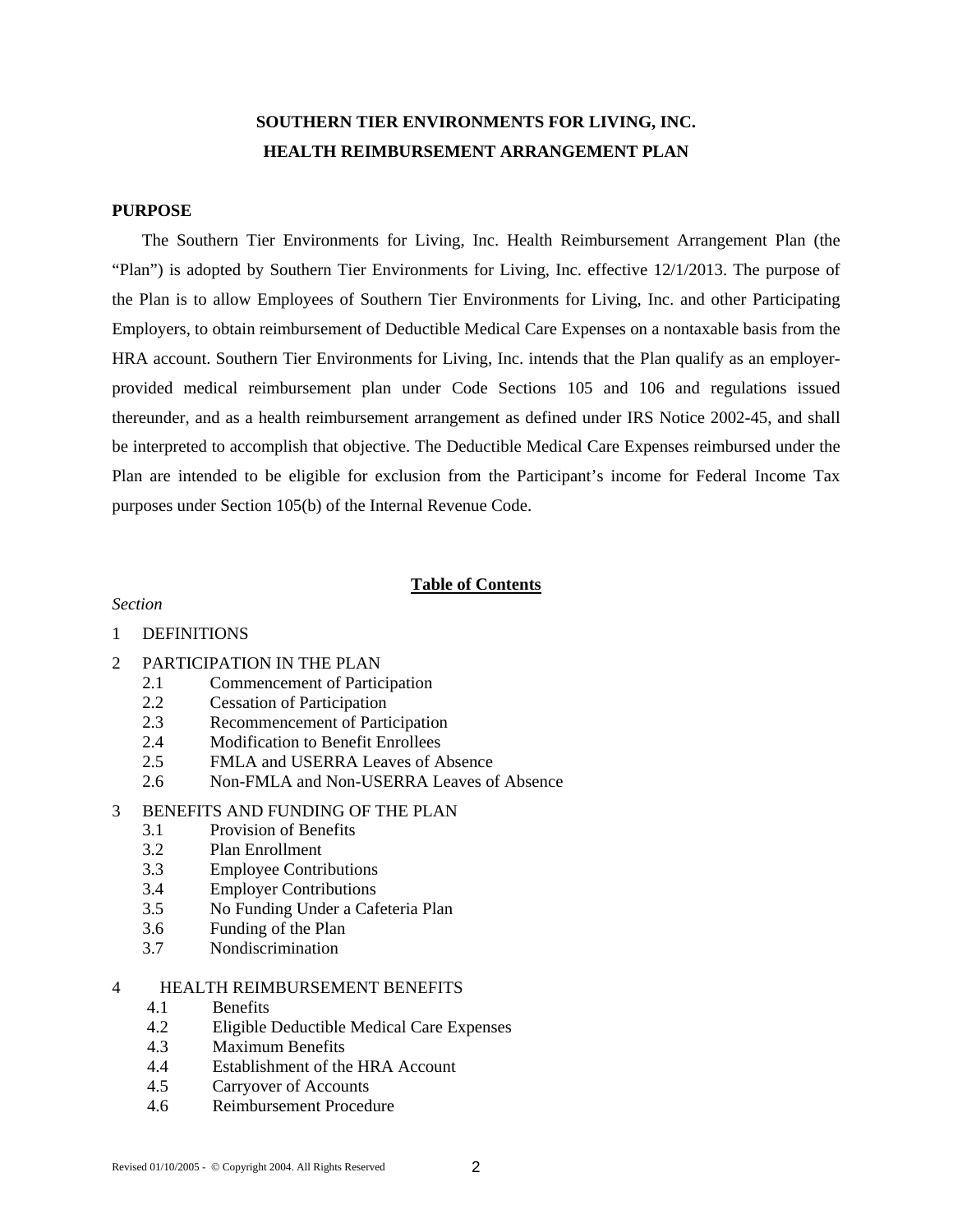# SOUTHERN TIER ENVIRONMENTS FOR LIVING, INC.
# HEALTH REIMBURSEMENT ARRANGEMENT PLAN

## PURPOSE

The Southern Tier Environments for Living, Inc. Health Reimbursement Arrangement Plan (the "Plan") is adopted by Southern Tier Environments for Living, Inc. effective 12/1/2013. The purpose of the Plan is to allow Employees of Southern Tier Environments for Living, Inc. and other Participating Employers, to obtain reimbursement of Deductible Medical Care Expenses on a nontaxable basis from the HRA account. Southern Tier Environments for Living, Inc. intends that the Plan qualify as an employer-provided medical reimbursement plan under Code Sections 105 and 106 and regulations issued thereunder, and as a health reimbursement arrangement as defined under IRS Notice 2002-45, and shall be interpreted to accomplish that objective. The Deductible Medical Care Expenses reimbursed under the Plan are intended to be eligible for exclusion from the Participant's income for Federal Income Tax purposes under Section 105(b) of the Internal Revenue Code.

## Table of Contents

*Section*

1 DEFINITIONS

2 PARTICIPATION IN THE PLAN
- 2.1 Commencement of Participation
- 2.2 Cessation of Participation
- 2.3 Recommencement of Participation
- 2.4 Modification to Benefit Enrollees
- 2.5 FMLA and USERRA Leaves of Absence
- 2.6 Non-FMLA and Non-USERRA Leaves of Absence

3 BENEFITS AND FUNDING OF THE PLAN
- 3.1 Provision of Benefits
- 3.2 Plan Enrollment
- 3.3 Employee Contributions
- 3.4 Employer Contributions
- 3.5 No Funding Under a Cafeteria Plan
- 3.6 Funding of the Plan
- 3.7 Nondiscrimination

4 HEALTH REIMBURSEMENT BENEFITS
- 4.1 Benefits
- 4.2 Eligible Deductible Medical Care Expenses
- 4.3 Maximum Benefits
- 4.4 Establishment of the HRA Account
- 4.5 Carryover of Accounts
- 4.6 Reimbursement Procedure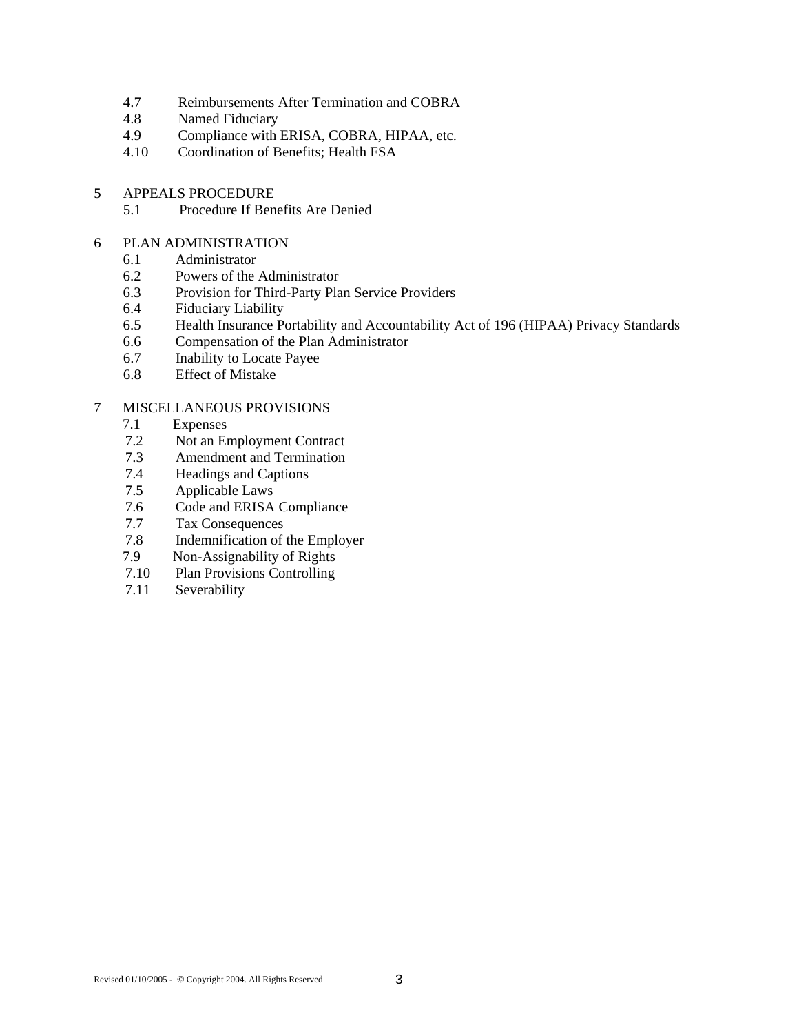4.7 Reimbursements After Termination and COBRA
4.8 Named Fiduciary
4.9 Compliance with ERISA, COBRA, HIPAA, etc.
4.10 Coordination of Benefits; Health FSA

5 APPEALS PROCEDURE
5.1 Procedure If Benefits Are Denied

6 PLAN ADMINISTRATION
6.1 Administrator
6.2 Powers of the Administrator
6.3 Provision for Third-Party Plan Service Providers
6.4 Fiduciary Liability
6.5 Health Insurance Portability and Accountability Act of 196 (HIPAA) Privacy Standards
6.6 Compensation of the Plan Administrator
6.7 Inability to Locate Payee
6.8 Effect of Mistake

7 MISCELLANEOUS PROVISIONS
7.1 Expenses
7.2 Not an Employment Contract
7.3 Amendment and Termination
7.4 Headings and Captions
7.5 Applicable Laws
7.6 Code and ERISA Compliance
7.7 Tax Consequences
7.8 Indemnification of the Employer
7.9 Non-Assignability of Rights
7.10 Plan Provisions Controlling
7.11 Severability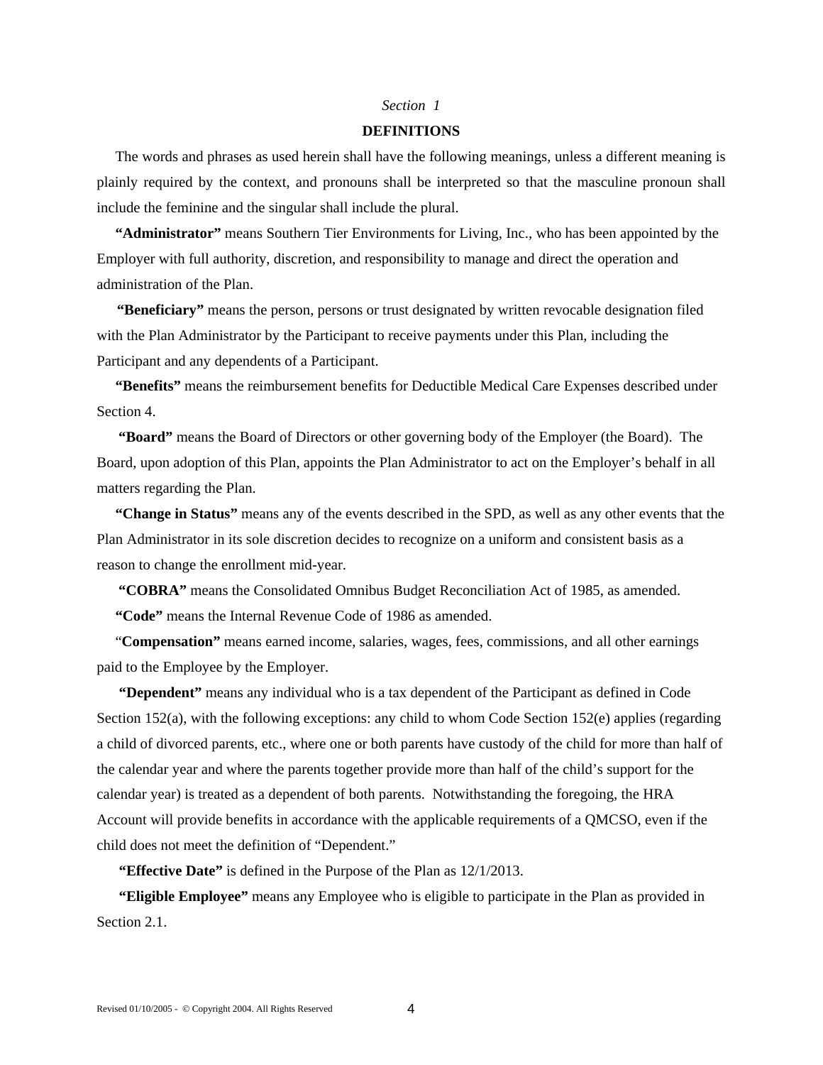*Section 1*

## DEFINITIONS

The words and phrases as used herein shall have the following meanings, unless a different meaning is plainly required by the context, and pronouns shall be interpreted so that the masculine pronoun shall include the feminine and the singular shall include the plural.

**"Administrator"** means Southern Tier Environments for Living, Inc., who has been appointed by the Employer with full authority, discretion, and responsibility to manage and direct the operation and administration of the Plan.

**"Beneficiary"** means the person, persons or trust designated by written revocable designation filed with the Plan Administrator by the Participant to receive payments under this Plan, including the Participant and any dependents of a Participant.

**"Benefits"** means the reimbursement benefits for Deductible Medical Care Expenses described under Section 4.

**"Board"** means the Board of Directors or other governing body of the Employer (the Board). The Board, upon adoption of this Plan, appoints the Plan Administrator to act on the Employer's behalf in all matters regarding the Plan.

**"Change in Status"** means any of the events described in the SPD, as well as any other events that the Plan Administrator in its sole discretion decides to recognize on a uniform and consistent basis as a reason to change the enrollment mid-year.

**"COBRA"** means the Consolidated Omnibus Budget Reconciliation Act of 1985, as amended.

**"Code"** means the Internal Revenue Code of 1986 as amended.

"**Compensation"** means earned income, salaries, wages, fees, commissions, and all other earnings paid to the Employee by the Employer.

**"Dependent"** means any individual who is a tax dependent of the Participant as defined in Code Section 152(a), with the following exceptions: any child to whom Code Section 152(e) applies (regarding a child of divorced parents, etc., where one or both parents have custody of the child for more than half of the calendar year and where the parents together provide more than half of the child's support for the calendar year) is treated as a dependent of both parents. Notwithstanding the foregoing, the HRA Account will provide benefits in accordance with the applicable requirements of a QMCSO, even if the child does not meet the definition of "Dependent."

**"Effective Date"** is defined in the Purpose of the Plan as 12/1/2013.

**"Eligible Employee"** means any Employee who is eligible to participate in the Plan as provided in Section 2.1.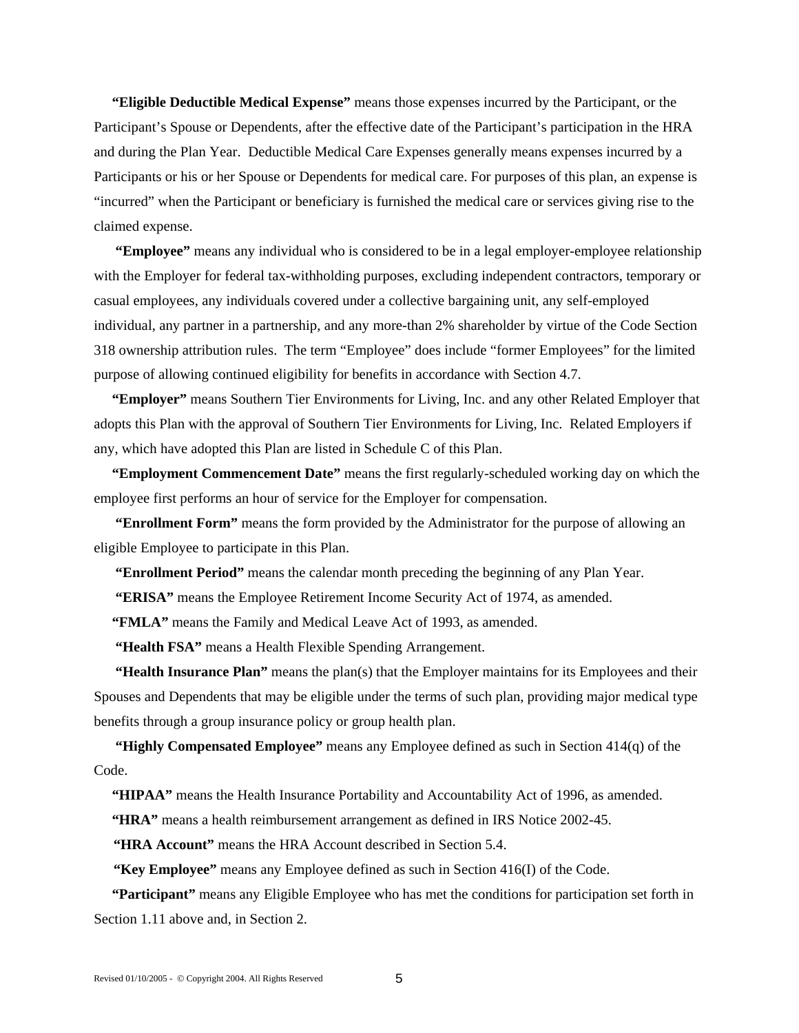**"Eligible Deductible Medical Expense"** means those expenses incurred by the Participant, or the Participant's Spouse or Dependents, after the effective date of the Participant's participation in the HRA and during the Plan Year. Deductible Medical Care Expenses generally means expenses incurred by a Participants or his or her Spouse or Dependents for medical care. For purposes of this plan, an expense is "incurred" when the Participant or beneficiary is furnished the medical care or services giving rise to the claimed expense.

**"Employee"** means any individual who is considered to be in a legal employer-employee relationship with the Employer for federal tax-withholding purposes, excluding independent contractors, temporary or casual employees, any individuals covered under a collective bargaining unit, any self-employed individual, any partner in a partnership, and any more-than 2% shareholder by virtue of the Code Section 318 ownership attribution rules. The term "Employee" does include "former Employees" for the limited purpose of allowing continued eligibility for benefits in accordance with Section 4.7.

**"Employer"** means Southern Tier Environments for Living, Inc. and any other Related Employer that adopts this Plan with the approval of Southern Tier Environments for Living, Inc. Related Employers if any, which have adopted this Plan are listed in Schedule C of this Plan.

**"Employment Commencement Date"** means the first regularly-scheduled working day on which the employee first performs an hour of service for the Employer for compensation.

**"Enrollment Form"** means the form provided by the Administrator for the purpose of allowing an eligible Employee to participate in this Plan.

**"Enrollment Period"** means the calendar month preceding the beginning of any Plan Year.

**"ERISA"** means the Employee Retirement Income Security Act of 1974, as amended.

**"FMLA"** means the Family and Medical Leave Act of 1993, as amended.

**"Health FSA"** means a Health Flexible Spending Arrangement.

**"Health Insurance Plan"** means the plan(s) that the Employer maintains for its Employees and their Spouses and Dependents that may be eligible under the terms of such plan, providing major medical type benefits through a group insurance policy or group health plan.

**"Highly Compensated Employee"** means any Employee defined as such in Section 414(q) of the Code.

**"HIPAA"** means the Health Insurance Portability and Accountability Act of 1996, as amended.

**"HRA"** means a health reimbursement arrangement as defined in IRS Notice 2002-45.

**"HRA Account"** means the HRA Account described in Section 5.4.

**"Key Employee"** means any Employee defined as such in Section 416(I) of the Code.

**"Participant"** means any Eligible Employee who has met the conditions for participation set forth in Section 1.11 above and, in Section 2.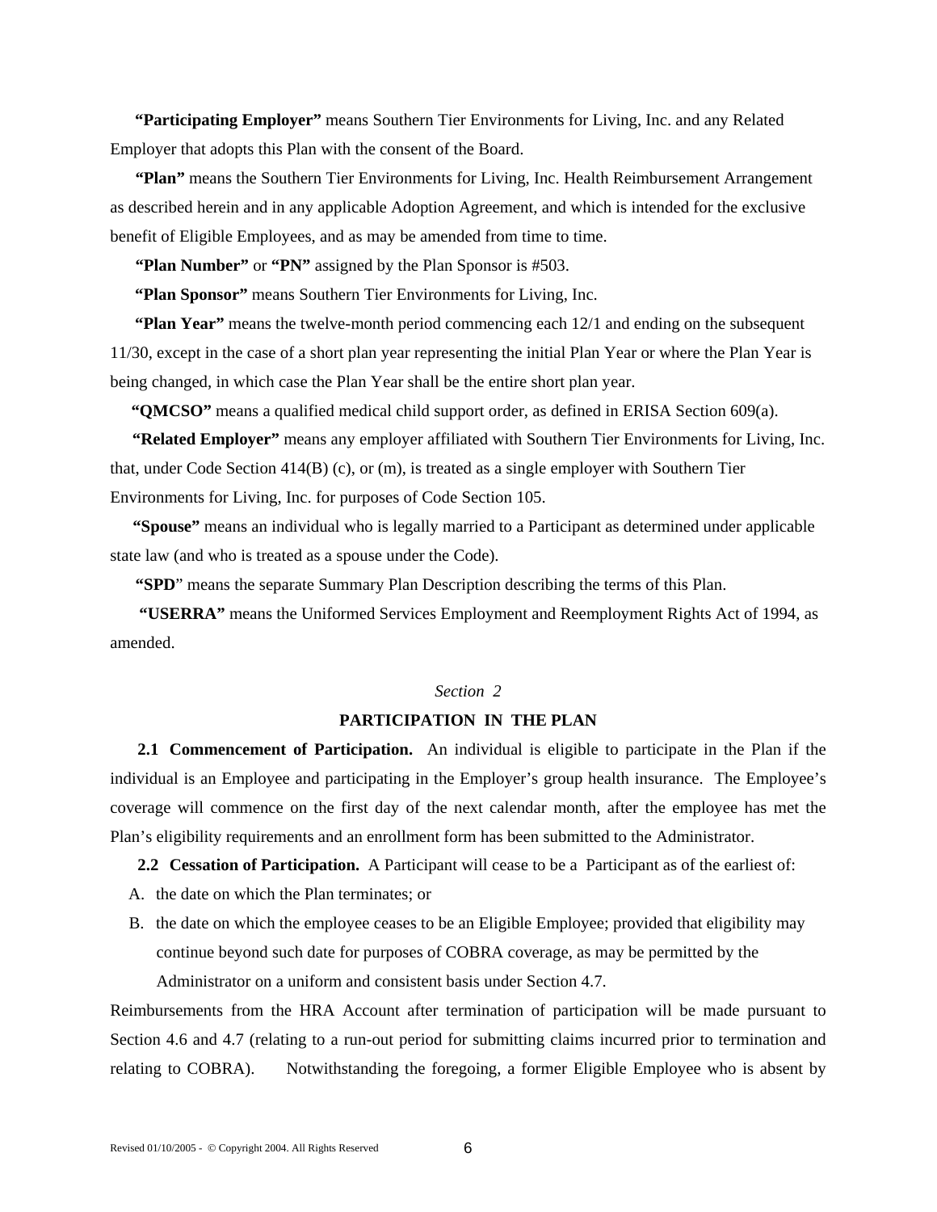**"Participating Employer"** means Southern Tier Environments for Living, Inc. and any Related Employer that adopts this Plan with the consent of the Board.

**"Plan"** means the Southern Tier Environments for Living, Inc. Health Reimbursement Arrangement as described herein and in any applicable Adoption Agreement, and which is intended for the exclusive benefit of Eligible Employees, and as may be amended from time to time.

**"Plan Number"** or **"PN"** assigned by the Plan Sponsor is #503.

**"Plan Sponsor"** means Southern Tier Environments for Living, Inc.

**"Plan Year"** means the twelve-month period commencing each 12/1 and ending on the subsequent 11/30, except in the case of a short plan year representing the initial Plan Year or where the Plan Year is being changed, in which case the Plan Year shall be the entire short plan year.

**"QMCSO"** means a qualified medical child support order, as defined in ERISA Section 609(a).

**"Related Employer"** means any employer affiliated with Southern Tier Environments for Living, Inc. that, under Code Section 414(B) (c), or (m), is treated as a single employer with Southern Tier Environments for Living, Inc. for purposes of Code Section 105.

**"Spouse"** means an individual who is legally married to a Participant as determined under applicable state law (and who is treated as a spouse under the Code).

**"SPD"** means the separate Summary Plan Description describing the terms of this Plan.

**"USERRA"** means the Uniformed Services Employment and Reemployment Rights Act of 1994, as amended.

## *Section 2*

## PARTICIPATION IN THE PLAN

**2.1 Commencement of Participation.** An individual is eligible to participate in the Plan if the individual is an Employee and participating in the Employer's group health insurance. The Employee's coverage will commence on the first day of the next calendar month, after the employee has met the Plan's eligibility requirements and an enrollment form has been submitted to the Administrator.

**2.2 Cessation of Participation.** A Participant will cease to be a Participant as of the earliest of:

A. the date on which the Plan terminates; or

B. the date on which the employee ceases to be an Eligible Employee; provided that eligibility may continue beyond such date for purposes of COBRA coverage, as may be permitted by the Administrator on a uniform and consistent basis under Section 4.7.

Reimbursements from the HRA Account after termination of participation will be made pursuant to Section 4.6 and 4.7 (relating to a run-out period for submitting claims incurred prior to termination and relating to COBRA). Notwithstanding the foregoing, a former Eligible Employee who is absent by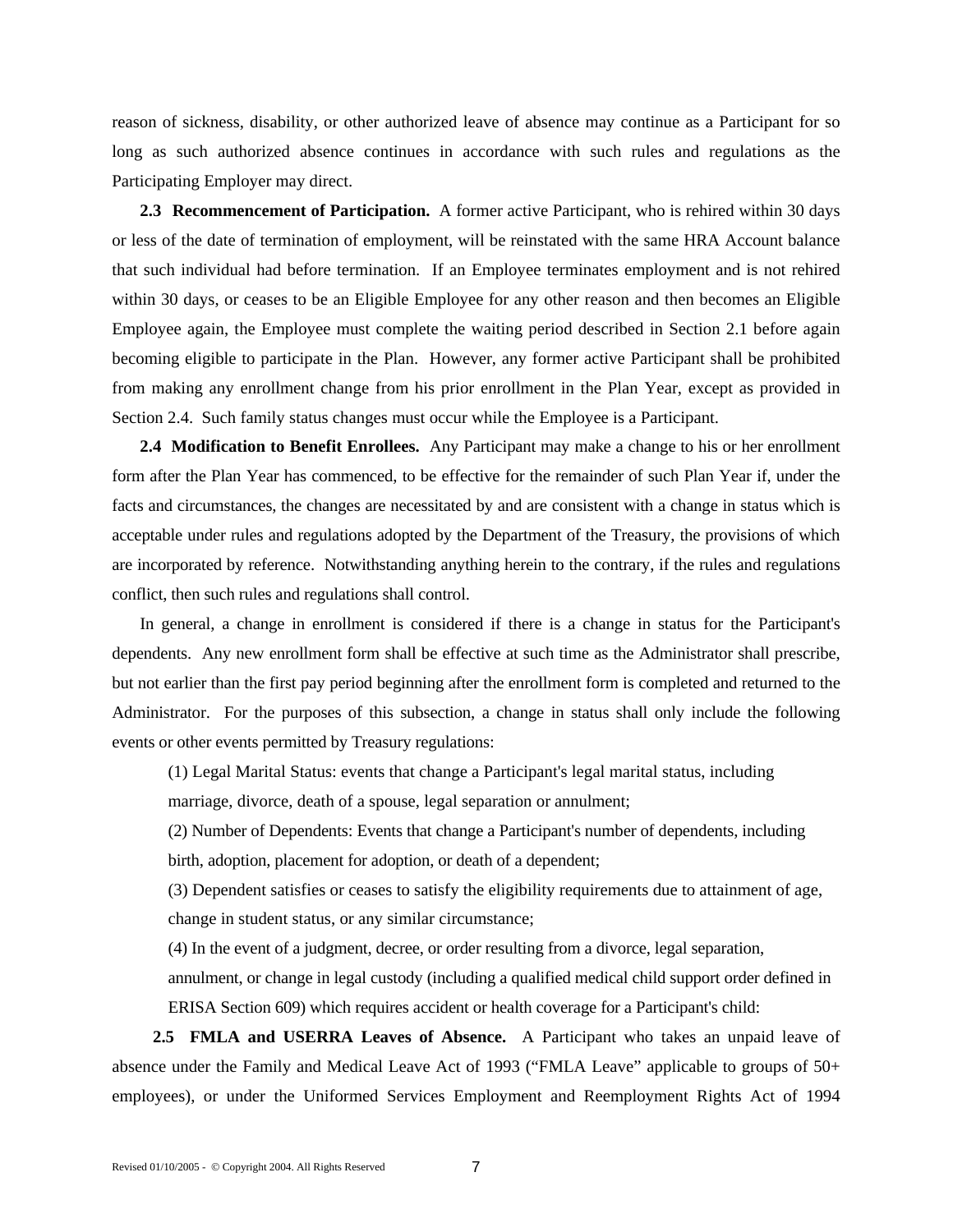reason of sickness, disability, or other authorized leave of absence may continue as a Participant for so long as such authorized absence continues in accordance with such rules and regulations as the Participating Employer may direct.

**2.3 Recommencement of Participation.** A former active Participant, who is rehired within 30 days or less of the date of termination of employment, will be reinstated with the same HRA Account balance that such individual had before termination. If an Employee terminates employment and is not rehired within 30 days, or ceases to be an Eligible Employee for any other reason and then becomes an Eligible Employee again, the Employee must complete the waiting period described in Section 2.1 before again becoming eligible to participate in the Plan. However, any former active Participant shall be prohibited from making any enrollment change from his prior enrollment in the Plan Year, except as provided in Section 2.4. Such family status changes must occur while the Employee is a Participant.

**2.4 Modification to Benefit Enrollees.** Any Participant may make a change to his or her enrollment form after the Plan Year has commenced, to be effective for the remainder of such Plan Year if, under the facts and circumstances, the changes are necessitated by and are consistent with a change in status which is acceptable under rules and regulations adopted by the Department of the Treasury, the provisions of which are incorporated by reference. Notwithstanding anything herein to the contrary, if the rules and regulations conflict, then such rules and regulations shall control.

In general, a change in enrollment is considered if there is a change in status for the Participant's dependents. Any new enrollment form shall be effective at such time as the Administrator shall prescribe, but not earlier than the first pay period beginning after the enrollment form is completed and returned to the Administrator. For the purposes of this subsection, a change in status shall only include the following events or other events permitted by Treasury regulations:

(1) Legal Marital Status: events that change a Participant's legal marital status, including marriage, divorce, death of a spouse, legal separation or annulment;

(2) Number of Dependents: Events that change a Participant's number of dependents, including birth, adoption, placement for adoption, or death of a dependent;

(3) Dependent satisfies or ceases to satisfy the eligibility requirements due to attainment of age, change in student status, or any similar circumstance;

(4) In the event of a judgment, decree, or order resulting from a divorce, legal separation, annulment, or change in legal custody (including a qualified medical child support order defined in ERISA Section 609) which requires accident or health coverage for a Participant's child:

**2.5 FMLA and USERRA Leaves of Absence.** A Participant who takes an unpaid leave of absence under the Family and Medical Leave Act of 1993 ("FMLA Leave" applicable to groups of 50+ employees), or under the Uniformed Services Employment and Reemployment Rights Act of 1994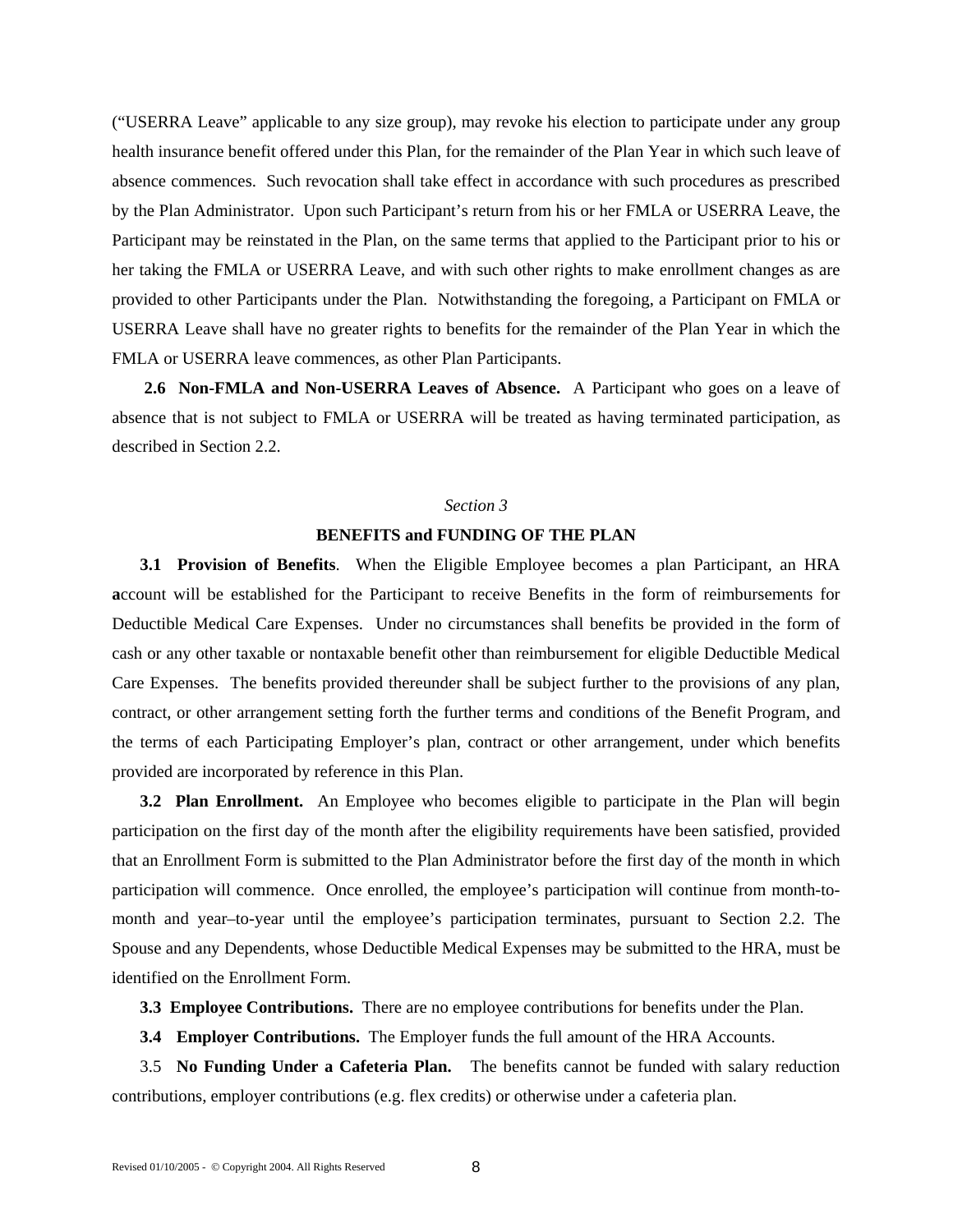("USERRA Leave" applicable to any size group), may revoke his election to participate under any group health insurance benefit offered under this Plan, for the remainder of the Plan Year in which such leave of absence commences. Such revocation shall take effect in accordance with such procedures as prescribed by the Plan Administrator. Upon such Participant's return from his or her FMLA or USERRA Leave, the Participant may be reinstated in the Plan, on the same terms that applied to the Participant prior to his or her taking the FMLA or USERRA Leave, and with such other rights to make enrollment changes as are provided to other Participants under the Plan. Notwithstanding the foregoing, a Participant on FMLA or USERRA Leave shall have no greater rights to benefits for the remainder of the Plan Year in which the FMLA or USERRA leave commences, as other Plan Participants.

**2.6 Non-FMLA and Non-USERRA Leaves of Absence.** A Participant who goes on a leave of absence that is not subject to FMLA or USERRA will be treated as having terminated participation, as described in Section 2.2.

*Section 3*

## BENEFITS and FUNDING OF THE PLAN

**3.1 Provision of Benefits**. When the Eligible Employee becomes a plan Participant, an HRA **a**ccount will be established for the Participant to receive Benefits in the form of reimbursements for Deductible Medical Care Expenses. Under no circumstances shall benefits be provided in the form of cash or any other taxable or nontaxable benefit other than reimbursement for eligible Deductible Medical Care Expenses. The benefits provided thereunder shall be subject further to the provisions of any plan, contract, or other arrangement setting forth the further terms and conditions of the Benefit Program, and the terms of each Participating Employer's plan, contract or other arrangement, under which benefits provided are incorporated by reference in this Plan.

**3.2 Plan Enrollment.** An Employee who becomes eligible to participate in the Plan will begin participation on the first day of the month after the eligibility requirements have been satisfied, provided that an Enrollment Form is submitted to the Plan Administrator before the first day of the month in which participation will commence. Once enrolled, the employee's participation will continue from month-to-month and year–to-year until the employee's participation terminates, pursuant to Section 2.2. The Spouse and any Dependents, whose Deductible Medical Expenses may be submitted to the HRA, must be identified on the Enrollment Form.

**3.3 Employee Contributions.** There are no employee contributions for benefits under the Plan.

**3.4 Employer Contributions.** The Employer funds the full amount of the HRA Accounts.

3.5 **No Funding Under a Cafeteria Plan.** The benefits cannot be funded with salary reduction contributions, employer contributions (e.g. flex credits) or otherwise under a cafeteria plan.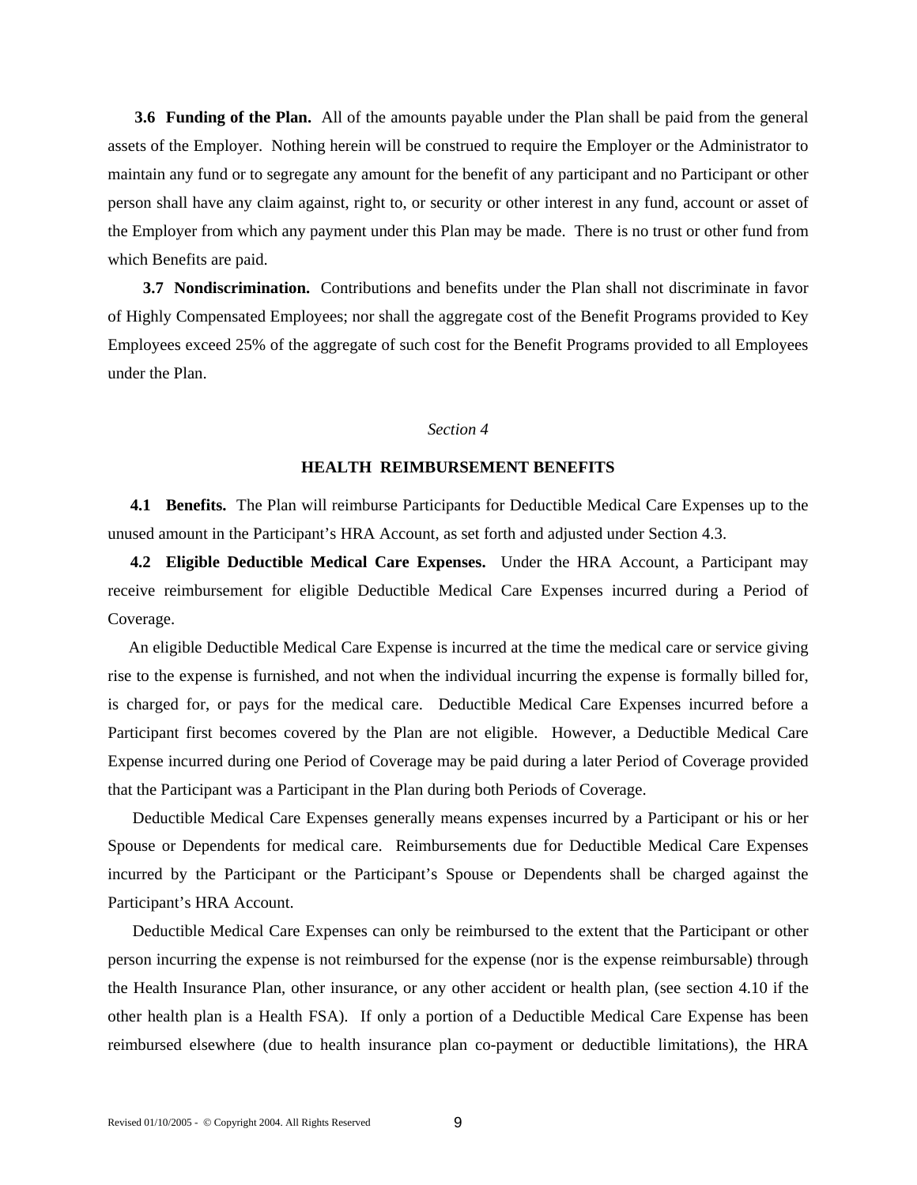**3.6 Funding of the Plan.** All of the amounts payable under the Plan shall be paid from the general assets of the Employer. Nothing herein will be construed to require the Employer or the Administrator to maintain any fund or to segregate any amount for the benefit of any participant and no Participant or other person shall have any claim against, right to, or security or other interest in any fund, account or asset of the Employer from which any payment under this Plan may be made. There is no trust or other fund from which Benefits are paid.

**3.7 Nondiscrimination.** Contributions and benefits under the Plan shall not discriminate in favor of Highly Compensated Employees; nor shall the aggregate cost of the Benefit Programs provided to Key Employees exceed 25% of the aggregate of such cost for the Benefit Programs provided to all Employees under the Plan.

*Section 4*

## HEALTH REIMBURSEMENT BENEFITS

**4.1 Benefits.** The Plan will reimburse Participants for Deductible Medical Care Expenses up to the unused amount in the Participant's HRA Account, as set forth and adjusted under Section 4.3.

**4.2 Eligible Deductible Medical Care Expenses.** Under the HRA Account, a Participant may receive reimbursement for eligible Deductible Medical Care Expenses incurred during a Period of Coverage.

An eligible Deductible Medical Care Expense is incurred at the time the medical care or service giving rise to the expense is furnished, and not when the individual incurring the expense is formally billed for, is charged for, or pays for the medical care. Deductible Medical Care Expenses incurred before a Participant first becomes covered by the Plan are not eligible. However, a Deductible Medical Care Expense incurred during one Period of Coverage may be paid during a later Period of Coverage provided that the Participant was a Participant in the Plan during both Periods of Coverage.

Deductible Medical Care Expenses generally means expenses incurred by a Participant or his or her Spouse or Dependents for medical care. Reimbursements due for Deductible Medical Care Expenses incurred by the Participant or the Participant's Spouse or Dependents shall be charged against the Participant's HRA Account.

Deductible Medical Care Expenses can only be reimbursed to the extent that the Participant or other person incurring the expense is not reimbursed for the expense (nor is the expense reimbursable) through the Health Insurance Plan, other insurance, or any other accident or health plan, (see section 4.10 if the other health plan is a Health FSA). If only a portion of a Deductible Medical Care Expense has been reimbursed elsewhere (due to health insurance plan co-payment or deductible limitations), the HRA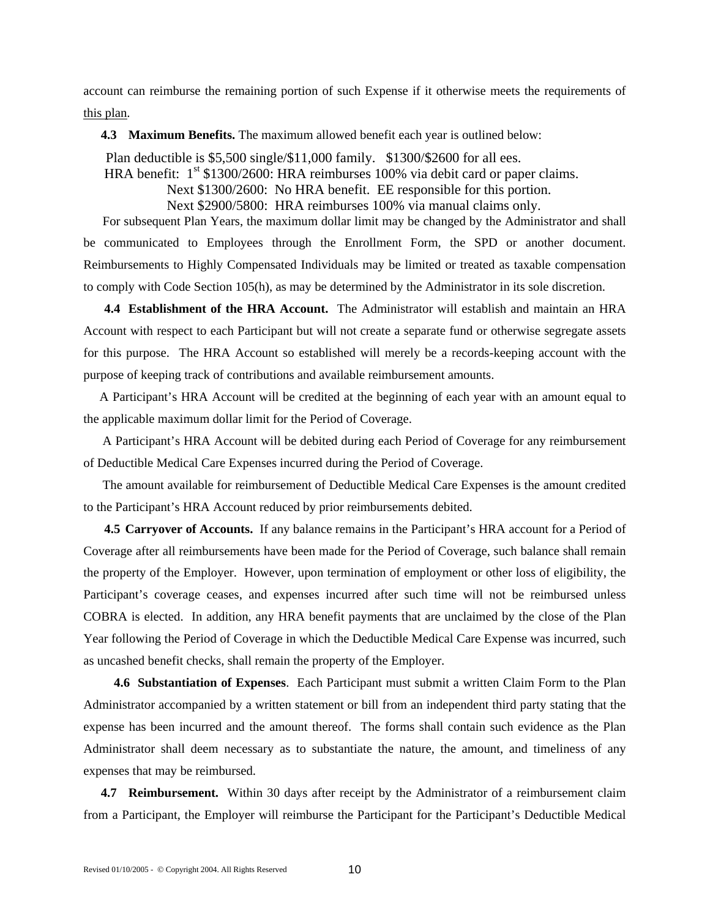account can reimburse the remaining portion of such Expense if it otherwise meets the requirements of this plan.

**4.3 Maximum Benefits.** The maximum allowed benefit each year is outlined below:

Plan deductible is $5,500 single/$11,000 family. $1300/$2600 for all ees.
HRA benefit: 1st $1300/2600: HRA reimburses 100% via debit card or paper claims.
Next $1300/2600: No HRA benefit. EE responsible for this portion.
Next $2900/5800: HRA reimburses 100% via manual claims only.

For subsequent Plan Years, the maximum dollar limit may be changed by the Administrator and shall be communicated to Employees through the Enrollment Form, the SPD or another document. Reimbursements to Highly Compensated Individuals may be limited or treated as taxable compensation to comply with Code Section 105(h), as may be determined by the Administrator in its sole discretion.

**4.4 Establishment of the HRA Account.** The Administrator will establish and maintain an HRA Account with respect to each Participant but will not create a separate fund or otherwise segregate assets for this purpose. The HRA Account so established will merely be a records-keeping account with the purpose of keeping track of contributions and available reimbursement amounts.

A Participant's HRA Account will be credited at the beginning of each year with an amount equal to the applicable maximum dollar limit for the Period of Coverage.

A Participant's HRA Account will be debited during each Period of Coverage for any reimbursement of Deductible Medical Care Expenses incurred during the Period of Coverage.

The amount available for reimbursement of Deductible Medical Care Expenses is the amount credited to the Participant's HRA Account reduced by prior reimbursements debited.

**4.5 Carryover of Accounts.** If any balance remains in the Participant's HRA account for a Period of Coverage after all reimbursements have been made for the Period of Coverage, such balance shall remain the property of the Employer. However, upon termination of employment or other loss of eligibility, the Participant's coverage ceases, and expenses incurred after such time will not be reimbursed unless COBRA is elected. In addition, any HRA benefit payments that are unclaimed by the close of the Plan Year following the Period of Coverage in which the Deductible Medical Care Expense was incurred, such as uncashed benefit checks, shall remain the property of the Employer.

**4.6 Substantiation of Expenses**. Each Participant must submit a written Claim Form to the Plan Administrator accompanied by a written statement or bill from an independent third party stating that the expense has been incurred and the amount thereof. The forms shall contain such evidence as the Plan Administrator shall deem necessary as to substantiate the nature, the amount, and timeliness of any expenses that may be reimbursed.

**4.7 Reimbursement.** Within 30 days after receipt by the Administrator of a reimbursement claim from a Participant, the Employer will reimburse the Participant for the Participant's Deductible Medical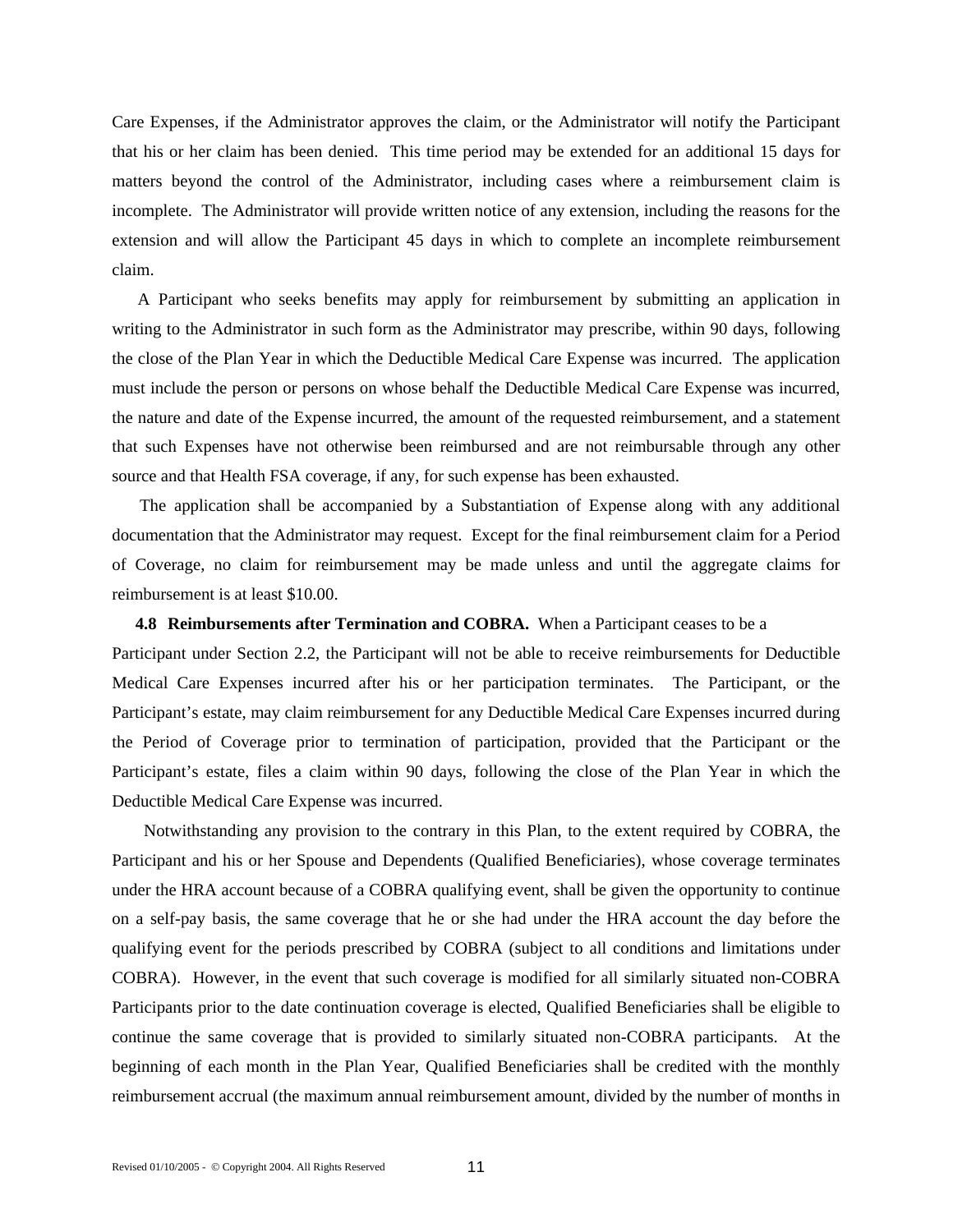Care Expenses, if the Administrator approves the claim, or the Administrator will notify the Participant that his or her claim has been denied. This time period may be extended for an additional 15 days for matters beyond the control of the Administrator, including cases where a reimbursement claim is incomplete. The Administrator will provide written notice of any extension, including the reasons for the extension and will allow the Participant 45 days in which to complete an incomplete reimbursement claim.

A Participant who seeks benefits may apply for reimbursement by submitting an application in writing to the Administrator in such form as the Administrator may prescribe, within 90 days, following the close of the Plan Year in which the Deductible Medical Care Expense was incurred. The application must include the person or persons on whose behalf the Deductible Medical Care Expense was incurred, the nature and date of the Expense incurred, the amount of the requested reimbursement, and a statement that such Expenses have not otherwise been reimbursed and are not reimbursable through any other source and that Health FSA coverage, if any, for such expense has been exhausted.

The application shall be accompanied by a Substantiation of Expense along with any additional documentation that the Administrator may request. Except for the final reimbursement claim for a Period of Coverage, no claim for reimbursement may be made unless and until the aggregate claims for reimbursement is at least $10.00.

**4.8 Reimbursements after Termination and COBRA.** When a Participant ceases to be a Participant under Section 2.2, the Participant will not be able to receive reimbursements for Deductible Medical Care Expenses incurred after his or her participation terminates. The Participant, or the Participant's estate, may claim reimbursement for any Deductible Medical Care Expenses incurred during the Period of Coverage prior to termination of participation, provided that the Participant or the Participant's estate, files a claim within 90 days, following the close of the Plan Year in which the Deductible Medical Care Expense was incurred.

Notwithstanding any provision to the contrary in this Plan, to the extent required by COBRA, the Participant and his or her Spouse and Dependents (Qualified Beneficiaries), whose coverage terminates under the HRA account because of a COBRA qualifying event, shall be given the opportunity to continue on a self-pay basis, the same coverage that he or she had under the HRA account the day before the qualifying event for the periods prescribed by COBRA (subject to all conditions and limitations under COBRA). However, in the event that such coverage is modified for all similarly situated non-COBRA Participants prior to the date continuation coverage is elected, Qualified Beneficiaries shall be eligible to continue the same coverage that is provided to similarly situated non-COBRA participants. At the beginning of each month in the Plan Year, Qualified Beneficiaries shall be credited with the monthly reimbursement accrual (the maximum annual reimbursement amount, divided by the number of months in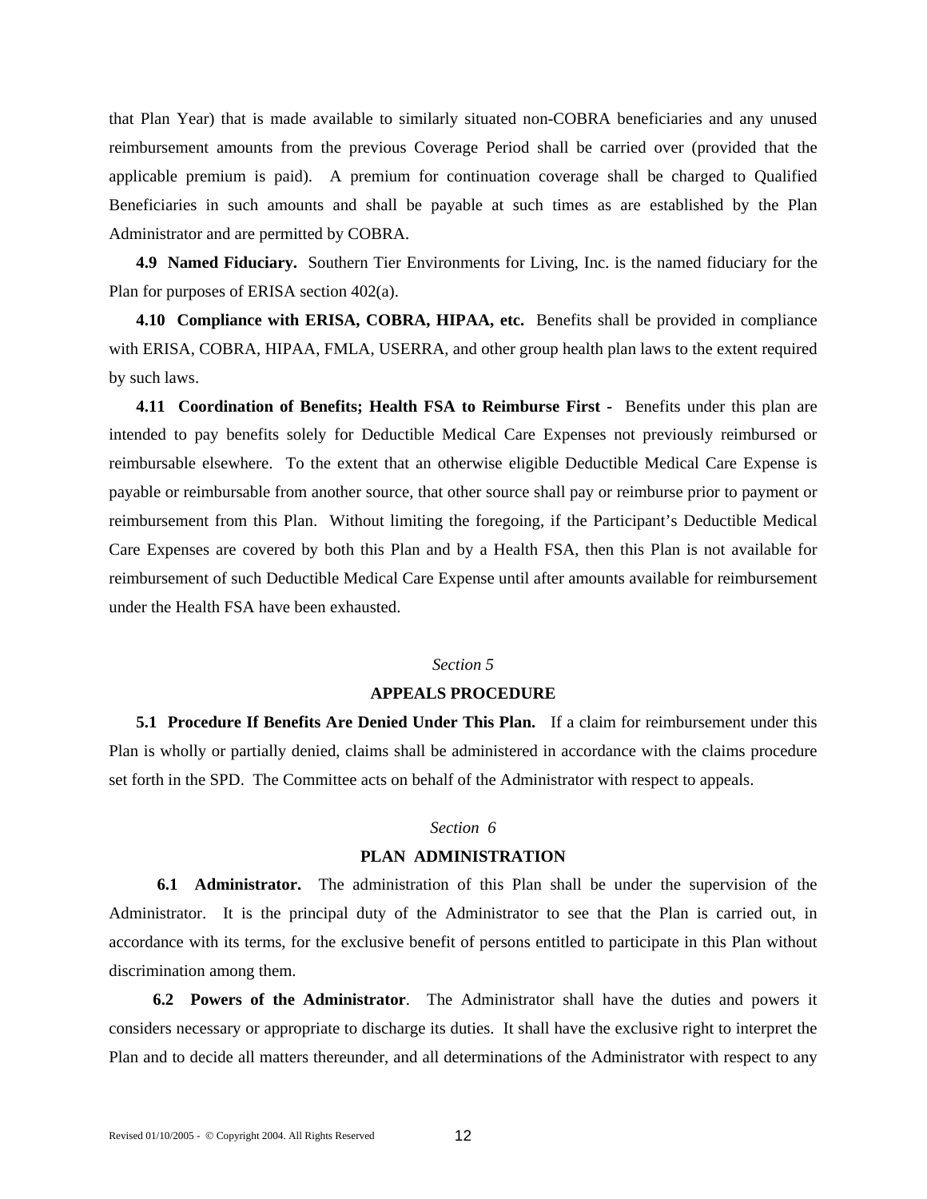that Plan Year) that is made available to similarly situated non-COBRA beneficiaries and any unused reimbursement amounts from the previous Coverage Period shall be carried over (provided that the applicable premium is paid). A premium for continuation coverage shall be charged to Qualified Beneficiaries in such amounts and shall be payable at such times as are established by the Plan Administrator and are permitted by COBRA.

**4.9 Named Fiduciary.** Southern Tier Environments for Living, Inc. is the named fiduciary for the Plan for purposes of ERISA section 402(a).

**4.10 Compliance with ERISA, COBRA, HIPAA, etc.** Benefits shall be provided in compliance with ERISA, COBRA, HIPAA, FMLA, USERRA, and other group health plan laws to the extent required by such laws.

**4.11 Coordination of Benefits; Health FSA to Reimburse First -** Benefits under this plan are intended to pay benefits solely for Deductible Medical Care Expenses not previously reimbursed or reimbursable elsewhere. To the extent that an otherwise eligible Deductible Medical Care Expense is payable or reimbursable from another source, that other source shall pay or reimburse prior to payment or reimbursement from this Plan. Without limiting the foregoing, if the Participant's Deductible Medical Care Expenses are covered by both this Plan and by a Health FSA, then this Plan is not available for reimbursement of such Deductible Medical Care Expense until after amounts available for reimbursement under the Health FSA have been exhausted.

*Section 5*

## APPEALS PROCEDURE

**5.1 Procedure If Benefits Are Denied Under This Plan.** If a claim for reimbursement under this Plan is wholly or partially denied, claims shall be administered in accordance with the claims procedure set forth in the SPD. The Committee acts on behalf of the Administrator with respect to appeals.

*Section 6*

## PLAN ADMINISTRATION

**6.1 Administrator.** The administration of this Plan shall be under the supervision of the Administrator. It is the principal duty of the Administrator to see that the Plan is carried out, in accordance with its terms, for the exclusive benefit of persons entitled to participate in this Plan without discrimination among them.

**6.2 Powers of the Administrator**. The Administrator shall have the duties and powers it considers necessary or appropriate to discharge its duties. It shall have the exclusive right to interpret the Plan and to decide all matters thereunder, and all determinations of the Administrator with respect to any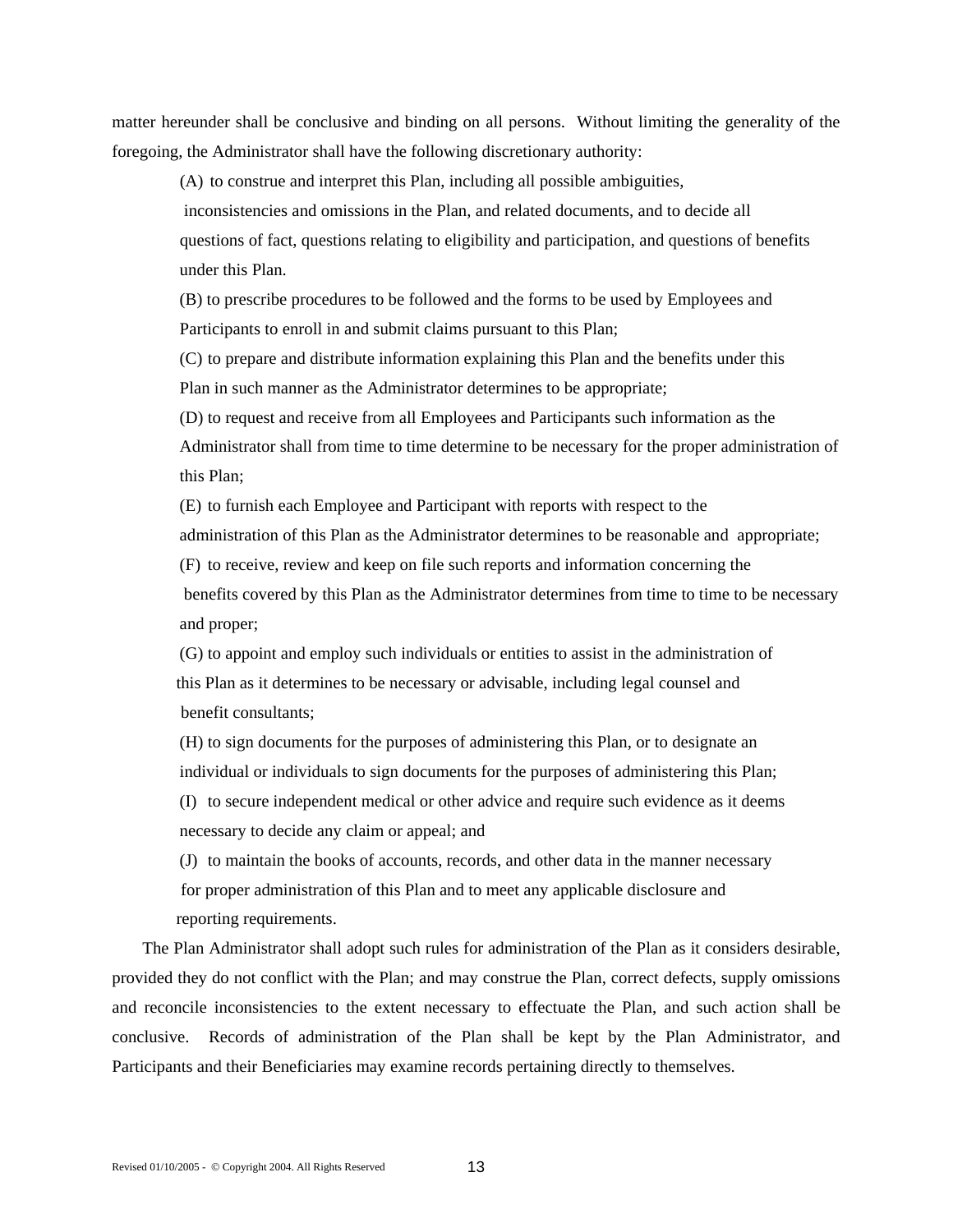matter hereunder shall be conclusive and binding on all persons. Without limiting the generality of the foregoing, the Administrator shall have the following discretionary authority:

(A) to construe and interpret this Plan, including all possible ambiguities, inconsistencies and omissions in the Plan, and related documents, and to decide all questions of fact, questions relating to eligibility and participation, and questions of benefits under this Plan.

(B) to prescribe procedures to be followed and the forms to be used by Employees and Participants to enroll in and submit claims pursuant to this Plan;

(C) to prepare and distribute information explaining this Plan and the benefits under this Plan in such manner as the Administrator determines to be appropriate;

(D) to request and receive from all Employees and Participants such information as the Administrator shall from time to time determine to be necessary for the proper administration of this Plan;

(E) to furnish each Employee and Participant with reports with respect to the administration of this Plan as the Administrator determines to be reasonable and appropriate;

(F) to receive, review and keep on file such reports and information concerning the benefits covered by this Plan as the Administrator determines from time to time to be necessary and proper;

(G) to appoint and employ such individuals or entities to assist in the administration of this Plan as it determines to be necessary or advisable, including legal counsel and benefit consultants;

(H) to sign documents for the purposes of administering this Plan, or to designate an individual or individuals to sign documents for the purposes of administering this Plan;

(I) to secure independent medical or other advice and require such evidence as it deems necessary to decide any claim or appeal; and

(J) to maintain the books of accounts, records, and other data in the manner necessary for proper administration of this Plan and to meet any applicable disclosure and reporting requirements.

The Plan Administrator shall adopt such rules for administration of the Plan as it considers desirable, provided they do not conflict with the Plan; and may construe the Plan, correct defects, supply omissions and reconcile inconsistencies to the extent necessary to effectuate the Plan, and such action shall be conclusive. Records of administration of the Plan shall be kept by the Plan Administrator, and Participants and their Beneficiaries may examine records pertaining directly to themselves.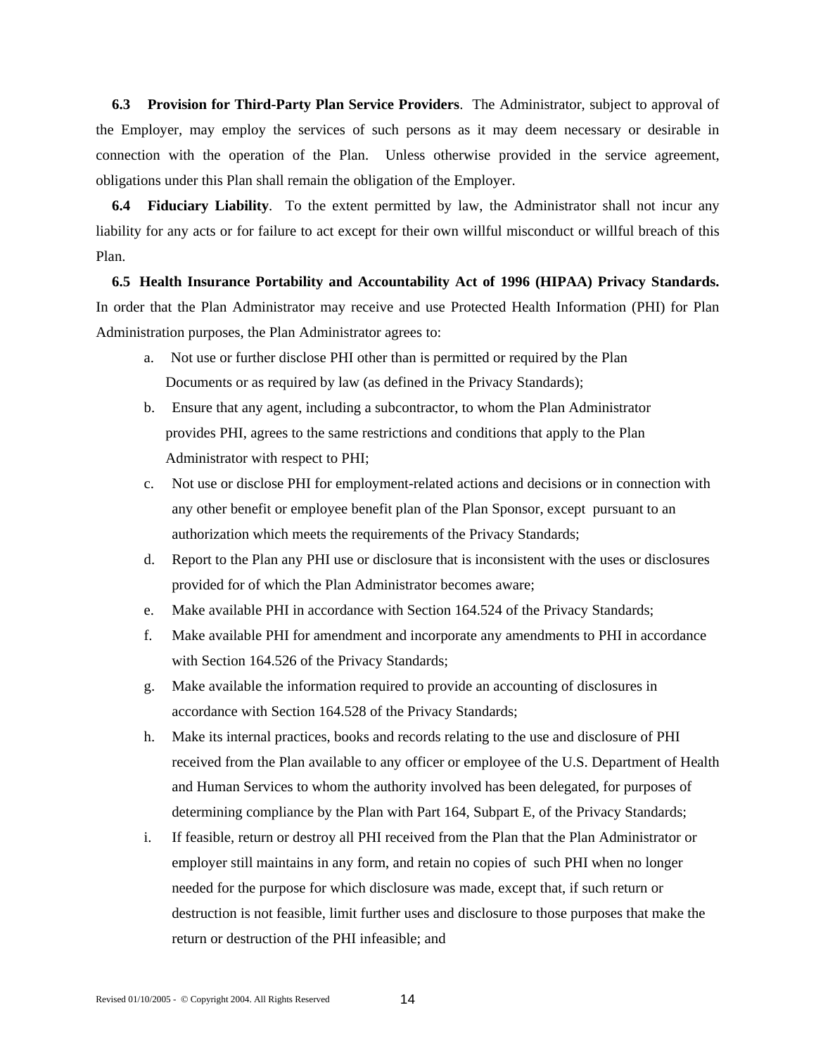**6.3 Provision for Third-Party Plan Service Providers**. The Administrator, subject to approval of the Employer, may employ the services of such persons as it may deem necessary or desirable in connection with the operation of the Plan. Unless otherwise provided in the service agreement, obligations under this Plan shall remain the obligation of the Employer.

**6.4 Fiduciary Liability**. To the extent permitted by law, the Administrator shall not incur any liability for any acts or for failure to act except for their own willful misconduct or willful breach of this Plan.

**6.5 Health Insurance Portability and Accountability Act of 1996 (HIPAA) Privacy Standards.** In order that the Plan Administrator may receive and use Protected Health Information (PHI) for Plan Administration purposes, the Plan Administrator agrees to:

a. Not use or further disclose PHI other than is permitted or required by the Plan Documents or as required by law (as defined in the Privacy Standards);

b. Ensure that any agent, including a subcontractor, to whom the Plan Administrator provides PHI, agrees to the same restrictions and conditions that apply to the Plan Administrator with respect to PHI;

c. Not use or disclose PHI for employment-related actions and decisions or in connection with any other benefit or employee benefit plan of the Plan Sponsor, except pursuant to an authorization which meets the requirements of the Privacy Standards;

d. Report to the Plan any PHI use or disclosure that is inconsistent with the uses or disclosures provided for of which the Plan Administrator becomes aware;

e. Make available PHI in accordance with Section 164.524 of the Privacy Standards;

f. Make available PHI for amendment and incorporate any amendments to PHI in accordance with Section 164.526 of the Privacy Standards;

g. Make available the information required to provide an accounting of disclosures in accordance with Section 164.528 of the Privacy Standards;

h. Make its internal practices, books and records relating to the use and disclosure of PHI received from the Plan available to any officer or employee of the U.S. Department of Health and Human Services to whom the authority involved has been delegated, for purposes of determining compliance by the Plan with Part 164, Subpart E, of the Privacy Standards;

i. If feasible, return or destroy all PHI received from the Plan that the Plan Administrator or employer still maintains in any form, and retain no copies of such PHI when no longer needed for the purpose for which disclosure was made, except that, if such return or destruction is not feasible, limit further uses and disclosure to those purposes that make the return or destruction of the PHI infeasible; and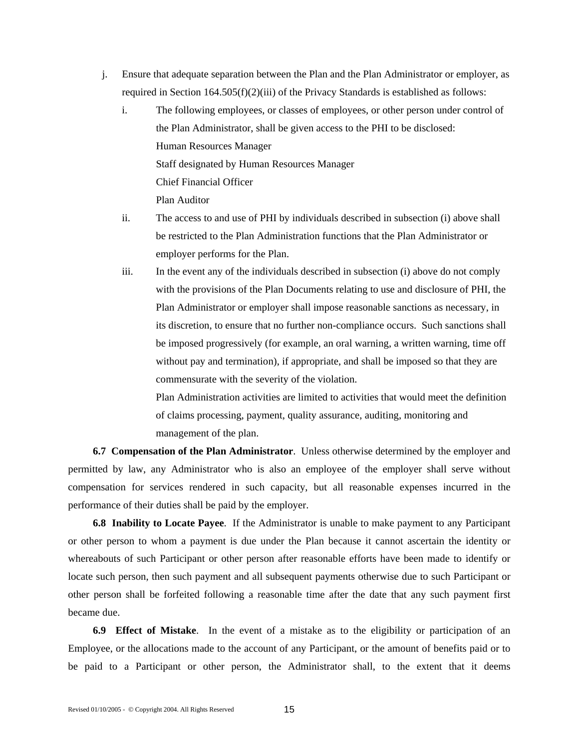j. Ensure that adequate separation between the Plan and the Plan Administrator or employer, as required in Section 164.505(f)(2)(iii) of the Privacy Standards is established as follows:

   i. The following employees, or classes of employees, or other person under control of the Plan Administrator, shall be given access to the PHI to be disclosed:
      Human Resources Manager
      Staff designated by Human Resources Manager
      Chief Financial Officer
      Plan Auditor

   ii. The access to and use of PHI by individuals described in subsection (i) above shall be restricted to the Plan Administration functions that the Plan Administrator or employer performs for the Plan.

   iii. In the event any of the individuals described in subsection (i) above do not comply with the provisions of the Plan Documents relating to use and disclosure of PHI, the Plan Administrator or employer shall impose reasonable sanctions as necessary, in its discretion, to ensure that no further non-compliance occurs. Such sanctions shall be imposed progressively (for example, an oral warning, a written warning, time off without pay and termination), if appropriate, and shall be imposed so that they are commensurate with the severity of the violation.
      Plan Administration activities are limited to activities that would meet the definition of claims processing, payment, quality assurance, auditing, monitoring and management of the plan.

**6.7 Compensation of the Plan Administrator**. Unless otherwise determined by the employer and permitted by law, any Administrator who is also an employee of the employer shall serve without compensation for services rendered in such capacity, but all reasonable expenses incurred in the performance of their duties shall be paid by the employer.

**6.8 Inability to Locate Payee**. If the Administrator is unable to make payment to any Participant or other person to whom a payment is due under the Plan because it cannot ascertain the identity or whereabouts of such Participant or other person after reasonable efforts have been made to identify or locate such person, then such payment and all subsequent payments otherwise due to such Participant or other person shall be forfeited following a reasonable time after the date that any such payment first became due.

**6.9 Effect of Mistake**. In the event of a mistake as to the eligibility or participation of an Employee, or the allocations made to the account of any Participant, or the amount of benefits paid or to be paid to a Participant or other person, the Administrator shall, to the extent that it deems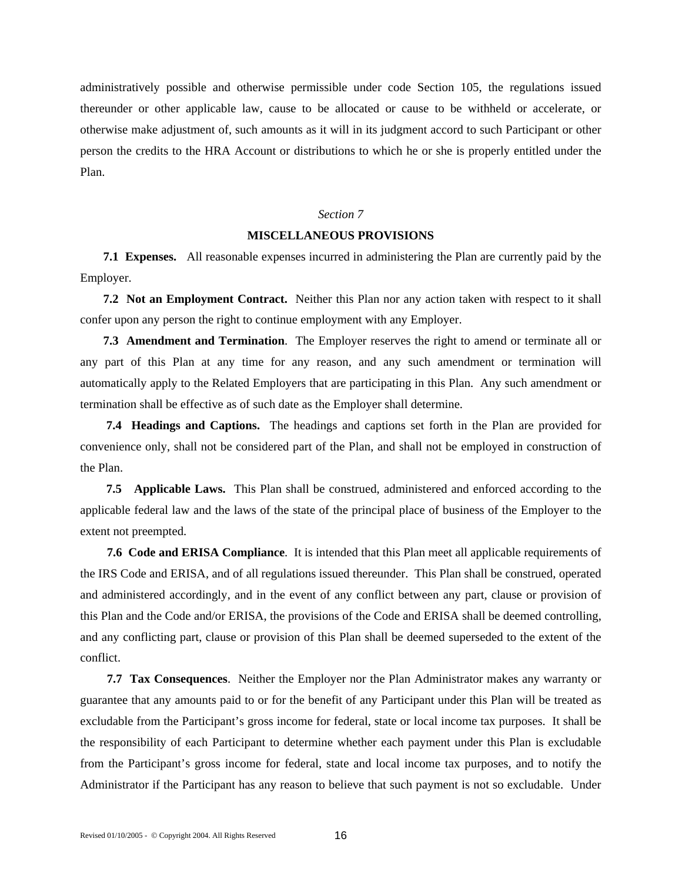administratively possible and otherwise permissible under code Section 105, the regulations issued thereunder or other applicable law, cause to be allocated or cause to be withheld or accelerate, or otherwise make adjustment of, such amounts as it will in its judgment accord to such Participant or other person the credits to the HRA Account or distributions to which he or she is properly entitled under the Plan.

*Section 7*

## MISCELLANEOUS PROVISIONS

**7.1 Expenses.** All reasonable expenses incurred in administering the Plan are currently paid by the Employer.

**7.2 Not an Employment Contract.** Neither this Plan nor any action taken with respect to it shall confer upon any person the right to continue employment with any Employer.

**7.3 Amendment and Termination**. The Employer reserves the right to amend or terminate all or any part of this Plan at any time for any reason, and any such amendment or termination will automatically apply to the Related Employers that are participating in this Plan. Any such amendment or termination shall be effective as of such date as the Employer shall determine.

**7.4 Headings and Captions.** The headings and captions set forth in the Plan are provided for convenience only, shall not be considered part of the Plan, and shall not be employed in construction of the Plan.

**7.5 Applicable Laws.** This Plan shall be construed, administered and enforced according to the applicable federal law and the laws of the state of the principal place of business of the Employer to the extent not preempted.

**7.6 Code and ERISA Compliance**. It is intended that this Plan meet all applicable requirements of the IRS Code and ERISA, and of all regulations issued thereunder. This Plan shall be construed, operated and administered accordingly, and in the event of any conflict between any part, clause or provision of this Plan and the Code and/or ERISA, the provisions of the Code and ERISA shall be deemed controlling, and any conflicting part, clause or provision of this Plan shall be deemed superseded to the extent of the conflict.

**7.7 Tax Consequences**. Neither the Employer nor the Plan Administrator makes any warranty or guarantee that any amounts paid to or for the benefit of any Participant under this Plan will be treated as excludable from the Participant's gross income for federal, state or local income tax purposes. It shall be the responsibility of each Participant to determine whether each payment under this Plan is excludable from the Participant's gross income for federal, state and local income tax purposes, and to notify the Administrator if the Participant has any reason to believe that such payment is not so excludable. Under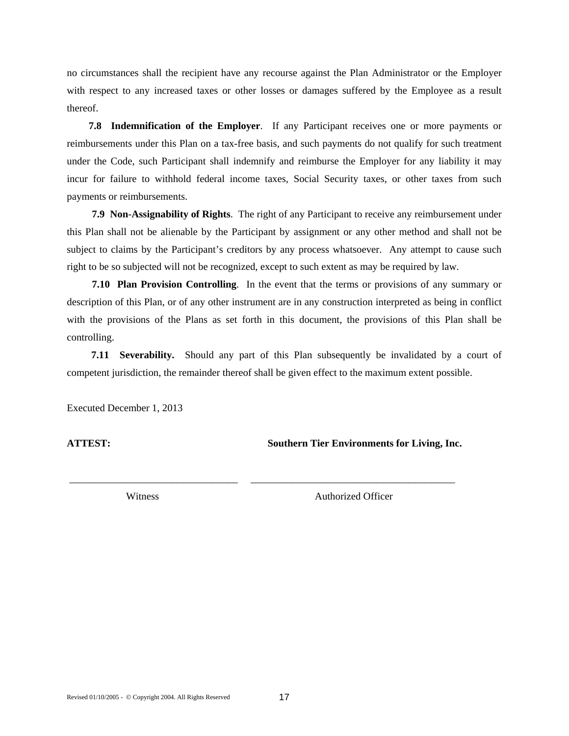no circumstances shall the recipient have any recourse against the Plan Administrator or the Employer with respect to any increased taxes or other losses or damages suffered by the Employee as a result thereof.

**7.8 Indemnification of the Employer**. If any Participant receives one or more payments or reimbursements under this Plan on a tax-free basis, and such payments do not qualify for such treatment under the Code, such Participant shall indemnify and reimburse the Employer for any liability it may incur for failure to withhold federal income taxes, Social Security taxes, or other taxes from such payments or reimbursements.

**7.9 Non-Assignability of Rights**. The right of any Participant to receive any reimbursement under this Plan shall not be alienable by the Participant by assignment or any other method and shall not be subject to claims by the Participant's creditors by any process whatsoever. Any attempt to cause such right to be so subjected will not be recognized, except to such extent as may be required by law.

**7.10 Plan Provision Controlling**. In the event that the terms or provisions of any summary or description of this Plan, or of any other instrument are in any construction interpreted as being in conflict with the provisions of the Plans as set forth in this document, the provisions of this Plan shall be controlling.

**7.11 Severability.** Should any part of this Plan subsequently be invalidated by a court of competent jurisdiction, the remainder thereof shall be given effect to the maximum extent possible.

Executed December 1, 2013

**ATTEST:** **Southern Tier Environments for Living, Inc.**

\_\_\_\_\_\_\_\_\_\_\_\_\_\_\_\_\_\_\_\_\_\_\_\_\_\_\_\_\_\_\_\_ \_\_\_\_\_\_\_\_\_\_\_\_\_\_\_\_\_\_\_\_\_\_\_\_\_\_\_\_\_\_\_\_\_\_\_\_\_\_\_

Witness Authorized Officer

Revised 01/10/2005 - © Copyright 2004. All Rights Reserved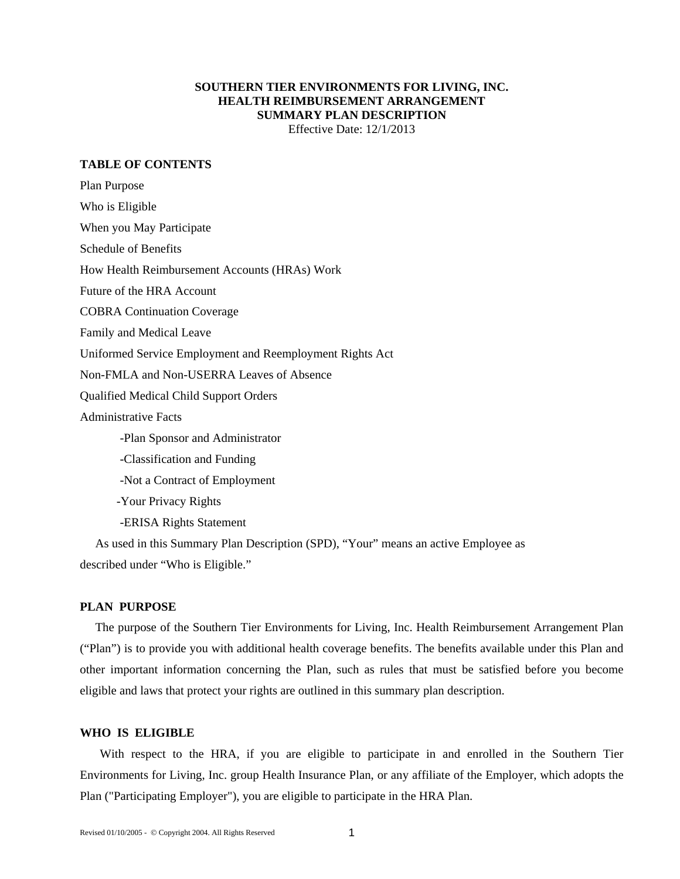**SOUTHERN TIER ENVIRONMENTS FOR LIVING, INC.**
**HEALTH REIMBURSEMENT ARRANGEMENT**
**SUMMARY PLAN DESCRIPTION**
Effective Date: 12/1/2013

**TABLE OF CONTENTS**

Plan Purpose

Who is Eligible

When you May Participate

Schedule of Benefits

How Health Reimbursement Accounts (HRAs) Work

Future of the HRA Account

COBRA Continuation Coverage

Family and Medical Leave

Uniformed Service Employment and Reemployment Rights Act

Non-FMLA and Non-USERRA Leaves of Absence

Qualified Medical Child Support Orders

Administrative Facts

- -Plan Sponsor and Administrator
- -Classification and Funding
- -Not a Contract of Employment
- -Your Privacy Rights
- -ERISA Rights Statement

As used in this Summary Plan Description (SPD), "Your" means an active Employee as described under "Who is Eligible."

## PLAN PURPOSE

The purpose of the Southern Tier Environments for Living, Inc. Health Reimbursement Arrangement Plan ("Plan") is to provide you with additional health coverage benefits. The benefits available under this Plan and other important information concerning the Plan, such as rules that must be satisfied before you become eligible and laws that protect your rights are outlined in this summary plan description.

## WHO IS ELIGIBLE

With respect to the HRA, if you are eligible to participate in and enrolled in the Southern Tier Environments for Living, Inc. group Health Insurance Plan, or any affiliate of the Employer, which adopts the Plan ("Participating Employer"), you are eligible to participate in the HRA Plan.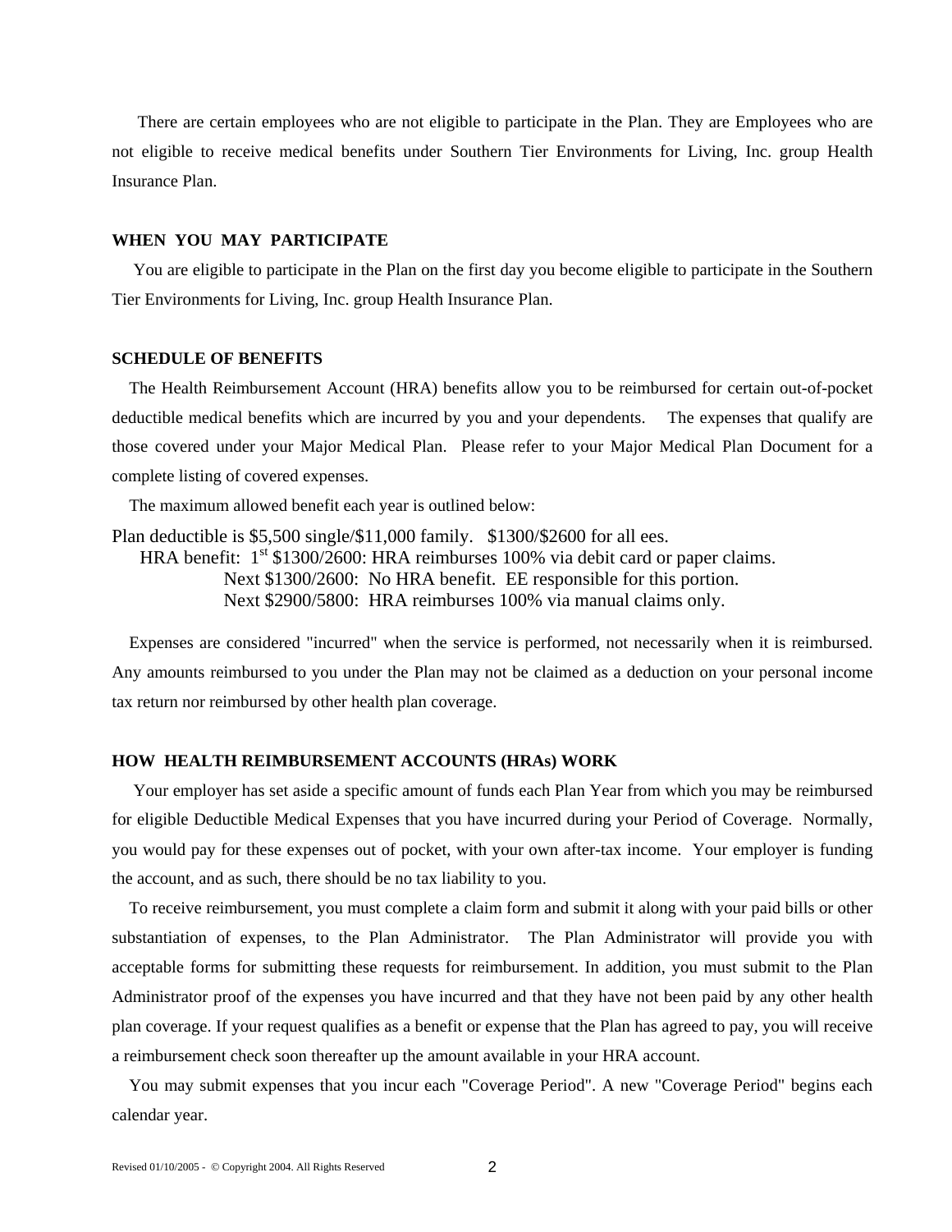There are certain employees who are not eligible to participate in the Plan. They are Employees who are not eligible to receive medical benefits under Southern Tier Environments for Living, Inc. group Health Insurance Plan.

**WHEN YOU MAY PARTICIPATE**

You are eligible to participate in the Plan on the first day you become eligible to participate in the Southern Tier Environments for Living, Inc. group Health Insurance Plan.

**SCHEDULE OF BENEFITS**

The Health Reimbursement Account (HRA) benefits allow you to be reimbursed for certain out-of-pocket deductible medical benefits which are incurred by you and your dependents. The expenses that qualify are those covered under your Major Medical Plan. Please refer to your Major Medical Plan Document for a complete listing of covered expenses.

The maximum allowed benefit each year is outlined below:

Plan deductible is $5,500 single/$11,000 family. $1300/$2600 for all ees.

HRA benefit: 1st $1300/2600: HRA reimburses 100% via debit card or paper claims.
Next $1300/2600: No HRA benefit. EE responsible for this portion.
Next $2900/5800: HRA reimburses 100% via manual claims only.

Expenses are considered "incurred" when the service is performed, not necessarily when it is reimbursed. Any amounts reimbursed to you under the Plan may not be claimed as a deduction on your personal income tax return nor reimbursed by other health plan coverage.

**HOW HEALTH REIMBURSEMENT ACCOUNTS (HRAs) WORK**

Your employer has set aside a specific amount of funds each Plan Year from which you may be reimbursed for eligible Deductible Medical Expenses that you have incurred during your Period of Coverage. Normally, you would pay for these expenses out of pocket, with your own after-tax income. Your employer is funding the account, and as such, there should be no tax liability to you.

To receive reimbursement, you must complete a claim form and submit it along with your paid bills or other substantiation of expenses, to the Plan Administrator. The Plan Administrator will provide you with acceptable forms for submitting these requests for reimbursement. In addition, you must submit to the Plan Administrator proof of the expenses you have incurred and that they have not been paid by any other health plan coverage. If your request qualifies as a benefit or expense that the Plan has agreed to pay, you will receive a reimbursement check soon thereafter up the amount available in your HRA account.

You may submit expenses that you incur each "Coverage Period". A new "Coverage Period" begins each calendar year.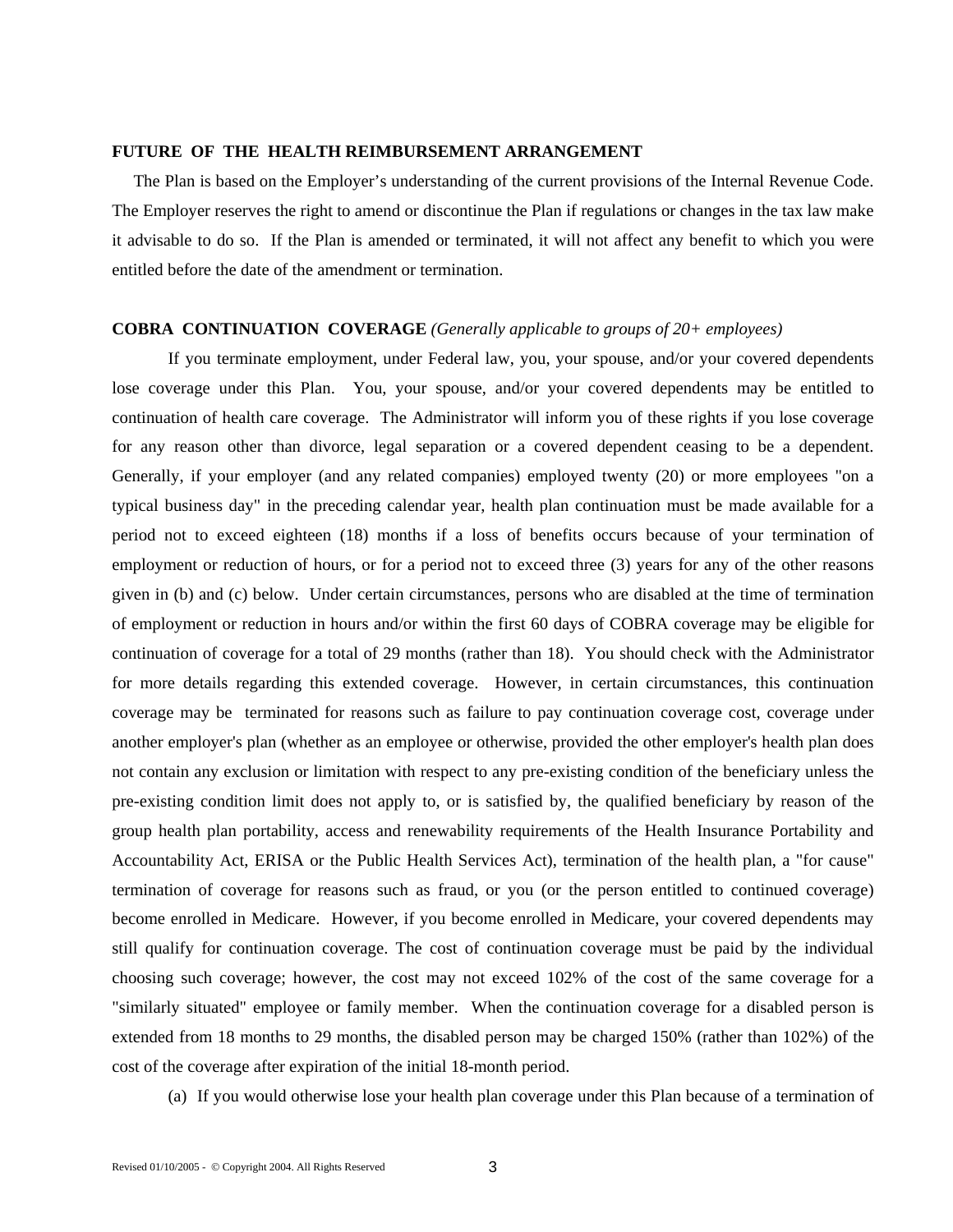**FUTURE OF THE HEALTH REIMBURSEMENT ARRANGEMENT**

The Plan is based on the Employer's understanding of the current provisions of the Internal Revenue Code. The Employer reserves the right to amend or discontinue the Plan if regulations or changes in the tax law make it advisable to do so. If the Plan is amended or terminated, it will not affect any benefit to which you were entitled before the date of the amendment or termination.

**COBRA CONTINUATION COVERAGE** *(Generally applicable to groups of 20+ employees)*

If you terminate employment, under Federal law, you, your spouse, and/or your covered dependents lose coverage under this Plan. You, your spouse, and/or your covered dependents may be entitled to continuation of health care coverage. The Administrator will inform you of these rights if you lose coverage for any reason other than divorce, legal separation or a covered dependent ceasing to be a dependent. Generally, if your employer (and any related companies) employed twenty (20) or more employees "on a typical business day" in the preceding calendar year, health plan continuation must be made available for a period not to exceed eighteen (18) months if a loss of benefits occurs because of your termination of employment or reduction of hours, or for a period not to exceed three (3) years for any of the other reasons given in (b) and (c) below. Under certain circumstances, persons who are disabled at the time of termination of employment or reduction in hours and/or within the first 60 days of COBRA coverage may be eligible for continuation of coverage for a total of 29 months (rather than 18). You should check with the Administrator for more details regarding this extended coverage. However, in certain circumstances, this continuation coverage may be terminated for reasons such as failure to pay continuation coverage cost, coverage under another employer's plan (whether as an employee or otherwise, provided the other employer's health plan does not contain any exclusion or limitation with respect to any pre-existing condition of the beneficiary unless the pre-existing condition limit does not apply to, or is satisfied by, the qualified beneficiary by reason of the group health plan portability, access and renewability requirements of the Health Insurance Portability and Accountability Act, ERISA or the Public Health Services Act), termination of the health plan, a "for cause" termination of coverage for reasons such as fraud, or you (or the person entitled to continued coverage) become enrolled in Medicare. However, if you become enrolled in Medicare, your covered dependents may still qualify for continuation coverage. The cost of continuation coverage must be paid by the individual choosing such coverage; however, the cost may not exceed 102% of the cost of the same coverage for a "similarly situated" employee or family member. When the continuation coverage for a disabled person is extended from 18 months to 29 months, the disabled person may be charged 150% (rather than 102%) of the cost of the coverage after expiration of the initial 18-month period.

(a) If you would otherwise lose your health plan coverage under this Plan because of a termination of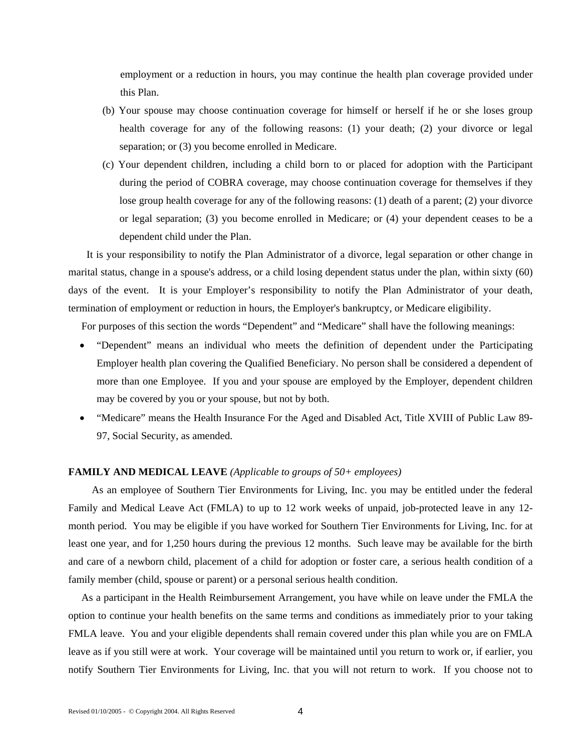employment or a reduction in hours, you may continue the health plan coverage provided under this Plan.

(b) Your spouse may choose continuation coverage for himself or herself if he or she loses group health coverage for any of the following reasons: (1) your death; (2) your divorce or legal separation; or (3) you become enrolled in Medicare.

(c) Your dependent children, including a child born to or placed for adoption with the Participant during the period of COBRA coverage, may choose continuation coverage for themselves if they lose group health coverage for any of the following reasons: (1) death of a parent; (2) your divorce or legal separation; (3) you become enrolled in Medicare; or (4) your dependent ceases to be a dependent child under the Plan.

It is your responsibility to notify the Plan Administrator of a divorce, legal separation or other change in marital status, change in a spouse's address, or a child losing dependent status under the plan, within sixty (60) days of the event. It is your Employer's responsibility to notify the Plan Administrator of your death, termination of employment or reduction in hours, the Employer's bankruptcy, or Medicare eligibility.

For purposes of this section the words "Dependent" and "Medicare" shall have the following meanings:

- "Dependent" means an individual who meets the definition of dependent under the Participating Employer health plan covering the Qualified Beneficiary. No person shall be considered a dependent of more than one Employee. If you and your spouse are employed by the Employer, dependent children may be covered by you or your spouse, but not by both.
- "Medicare" means the Health Insurance For the Aged and Disabled Act, Title XVIII of Public Law 89-97, Social Security, as amended.

**FAMILY AND MEDICAL LEAVE** *(Applicable to groups of 50+ employees)*

As an employee of Southern Tier Environments for Living, Inc. you may be entitled under the federal Family and Medical Leave Act (FMLA) to up to 12 work weeks of unpaid, job-protected leave in any 12-month period. You may be eligible if you have worked for Southern Tier Environments for Living, Inc. for at least one year, and for 1,250 hours during the previous 12 months. Such leave may be available for the birth and care of a newborn child, placement of a child for adoption or foster care, a serious health condition of a family member (child, spouse or parent) or a personal serious health condition.

As a participant in the Health Reimbursement Arrangement, you have while on leave under the FMLA the option to continue your health benefits on the same terms and conditions as immediately prior to your taking FMLA leave. You and your eligible dependents shall remain covered under this plan while you are on FMLA leave as if you still were at work. Your coverage will be maintained until you return to work or, if earlier, you notify Southern Tier Environments for Living, Inc. that you will not return to work. If you choose not to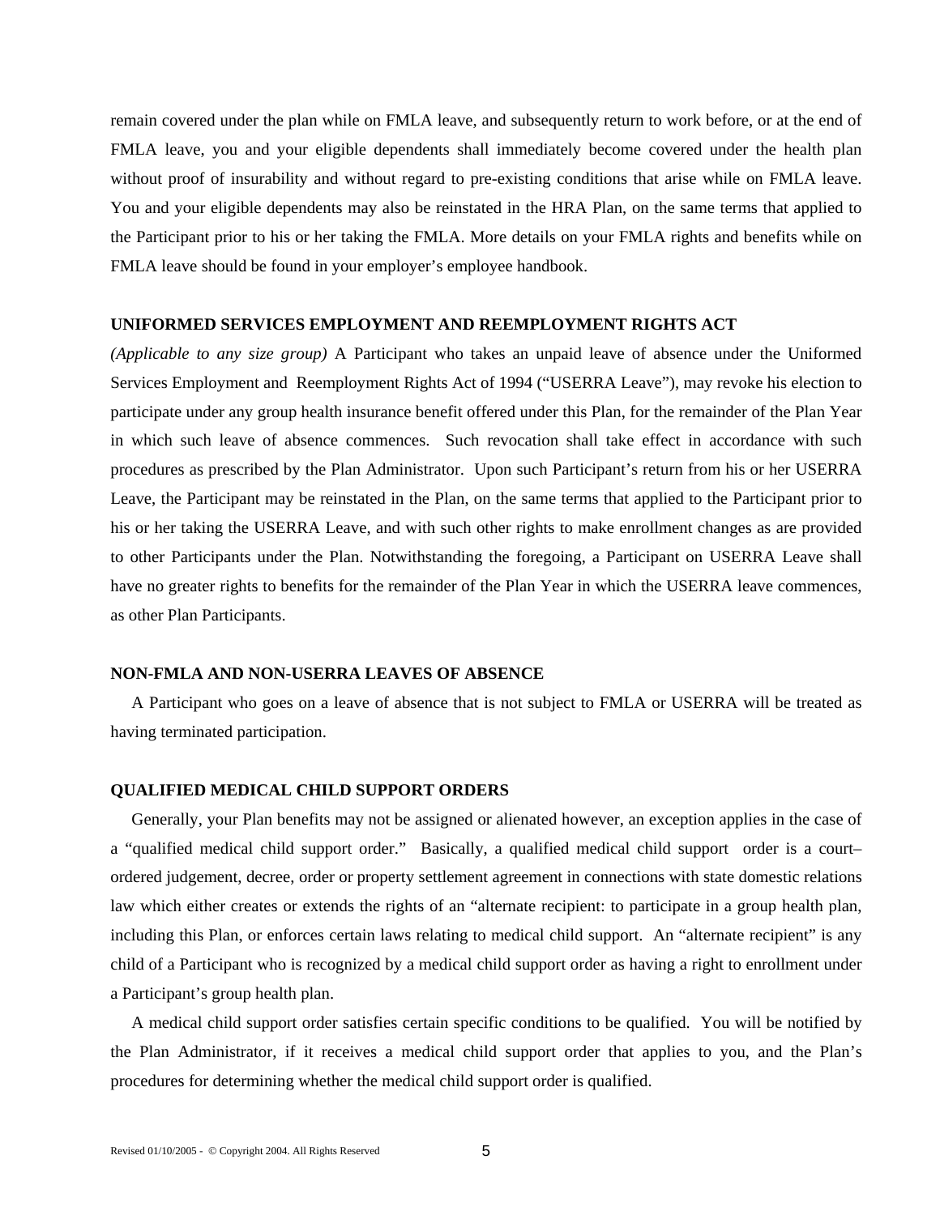remain covered under the plan while on FMLA leave, and subsequently return to work before, or at the end of FMLA leave, you and your eligible dependents shall immediately become covered under the health plan without proof of insurability and without regard to pre-existing conditions that arise while on FMLA leave. You and your eligible dependents may also be reinstated in the HRA Plan, on the same terms that applied to the Participant prior to his or her taking the FMLA. More details on your FMLA rights and benefits while on FMLA leave should be found in your employer's employee handbook.

**UNIFORMED SERVICES EMPLOYMENT AND REEMPLOYMENT RIGHTS ACT**

*(Applicable to any size group)* A Participant who takes an unpaid leave of absence under the Uniformed Services Employment and Reemployment Rights Act of 1994 ("USERRA Leave"), may revoke his election to participate under any group health insurance benefit offered under this Plan, for the remainder of the Plan Year in which such leave of absence commences. Such revocation shall take effect in accordance with such procedures as prescribed by the Plan Administrator. Upon such Participant's return from his or her USERRA Leave, the Participant may be reinstated in the Plan, on the same terms that applied to the Participant prior to his or her taking the USERRA Leave, and with such other rights to make enrollment changes as are provided to other Participants under the Plan. Notwithstanding the foregoing, a Participant on USERRA Leave shall have no greater rights to benefits for the remainder of the Plan Year in which the USERRA leave commences, as other Plan Participants.

**NON-FMLA AND NON-USERRA LEAVES OF ABSENCE**

A Participant who goes on a leave of absence that is not subject to FMLA or USERRA will be treated as having terminated participation.

**QUALIFIED MEDICAL CHILD SUPPORT ORDERS**

Generally, your Plan benefits may not be assigned or alienated however, an exception applies in the case of a "qualified medical child support order." Basically, a qualified medical child support order is a court–ordered judgement, decree, order or property settlement agreement in connections with state domestic relations law which either creates or extends the rights of an "alternate recipient: to participate in a group health plan, including this Plan, or enforces certain laws relating to medical child support. An "alternate recipient" is any child of a Participant who is recognized by a medical child support order as having a right to enrollment under a Participant's group health plan.

A medical child support order satisfies certain specific conditions to be qualified. You will be notified by the Plan Administrator, if it receives a medical child support order that applies to you, and the Plan's procedures for determining whether the medical child support order is qualified.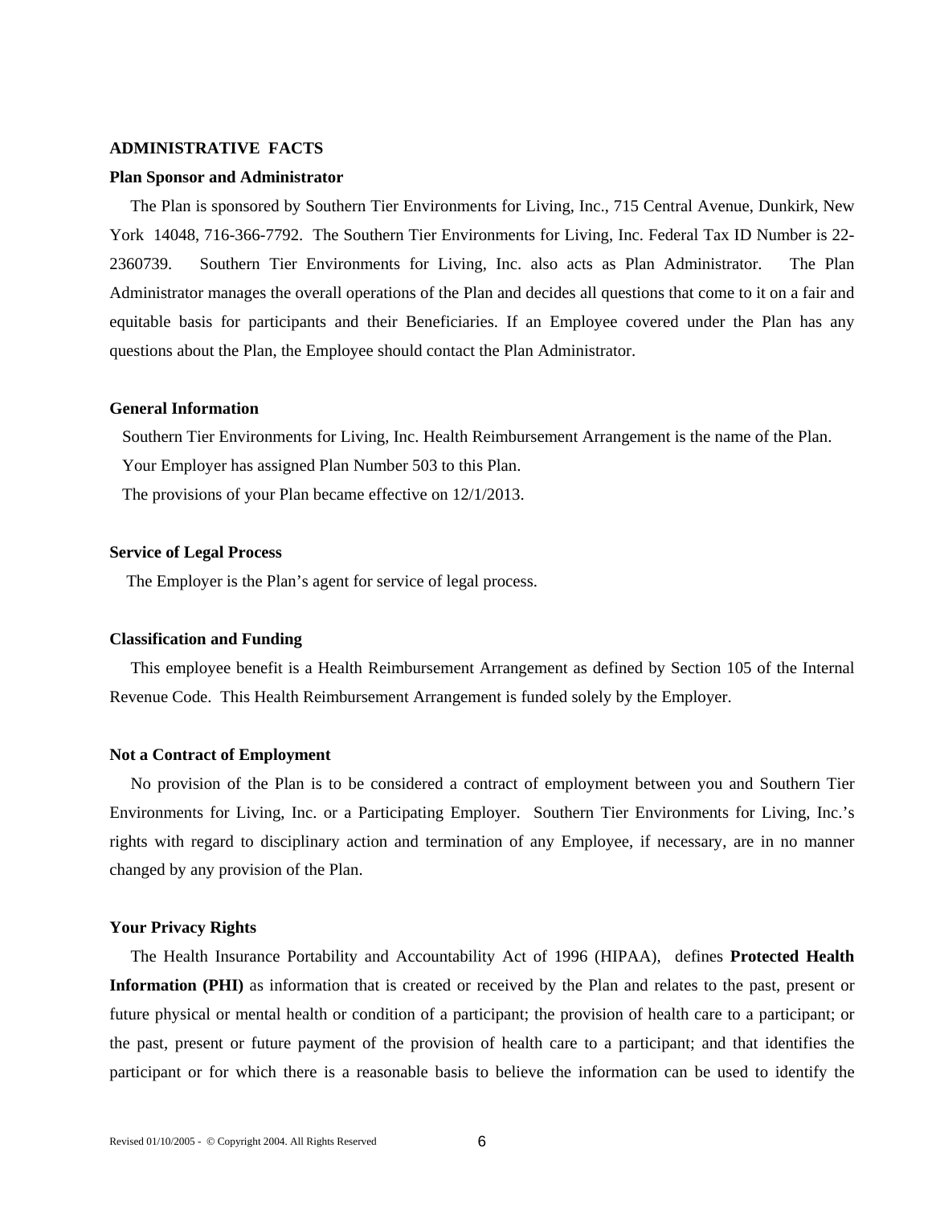## ADMINISTRATIVE FACTS

### Plan Sponsor and Administrator

The Plan is sponsored by Southern Tier Environments for Living, Inc., 715 Central Avenue, Dunkirk, New York 14048, 716-366-7792. The Southern Tier Environments for Living, Inc. Federal Tax ID Number is 22-2360739. Southern Tier Environments for Living, Inc. also acts as Plan Administrator. The Plan Administrator manages the overall operations of the Plan and decides all questions that come to it on a fair and equitable basis for participants and their Beneficiaries. If an Employee covered under the Plan has any questions about the Plan, the Employee should contact the Plan Administrator.

### General Information

Southern Tier Environments for Living, Inc. Health Reimbursement Arrangement is the name of the Plan.

Your Employer has assigned Plan Number 503 to this Plan.

The provisions of your Plan became effective on 12/1/2013.

### Service of Legal Process

The Employer is the Plan's agent for service of legal process.

### Classification and Funding

This employee benefit is a Health Reimbursement Arrangement as defined by Section 105 of the Internal Revenue Code. This Health Reimbursement Arrangement is funded solely by the Employer.

### Not a Contract of Employment

No provision of the Plan is to be considered a contract of employment between you and Southern Tier Environments for Living, Inc. or a Participating Employer. Southern Tier Environments for Living, Inc.'s rights with regard to disciplinary action and termination of any Employee, if necessary, are in no manner changed by any provision of the Plan.

### Your Privacy Rights

The Health Insurance Portability and Accountability Act of 1996 (HIPAA), defines **Protected Health Information (PHI)** as information that is created or received by the Plan and relates to the past, present or future physical or mental health or condition of a participant; the provision of health care to a participant; or the past, present or future payment of the provision of health care to a participant; and that identifies the participant or for which there is a reasonable basis to believe the information can be used to identify the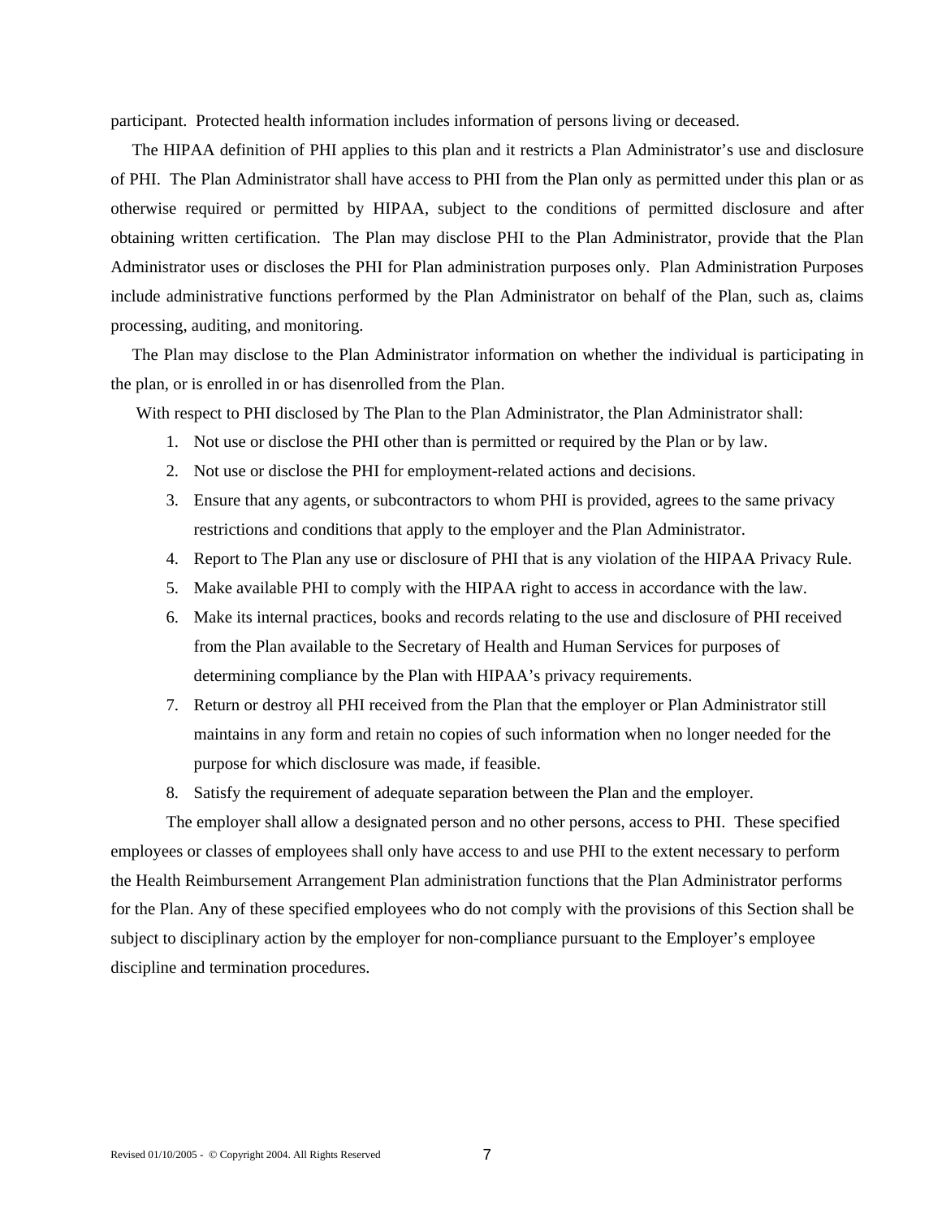participant. Protected health information includes information of persons living or deceased.

The HIPAA definition of PHI applies to this plan and it restricts a Plan Administrator's use and disclosure of PHI. The Plan Administrator shall have access to PHI from the Plan only as permitted under this plan or as otherwise required or permitted by HIPAA, subject to the conditions of permitted disclosure and after obtaining written certification. The Plan may disclose PHI to the Plan Administrator, provide that the Plan Administrator uses or discloses the PHI for Plan administration purposes only. Plan Administration Purposes include administrative functions performed by the Plan Administrator on behalf of the Plan, such as, claims processing, auditing, and monitoring.

The Plan may disclose to the Plan Administrator information on whether the individual is participating in the plan, or is enrolled in or has disenrolled from the Plan.

With respect to PHI disclosed by The Plan to the Plan Administrator, the Plan Administrator shall:

1. Not use or disclose the PHI other than is permitted or required by the Plan or by law.
2. Not use or disclose the PHI for employment-related actions and decisions.
3. Ensure that any agents, or subcontractors to whom PHI is provided, agrees to the same privacy restrictions and conditions that apply to the employer and the Plan Administrator.
4. Report to The Plan any use or disclosure of PHI that is any violation of the HIPAA Privacy Rule.
5. Make available PHI to comply with the HIPAA right to access in accordance with the law.
6. Make its internal practices, books and records relating to the use and disclosure of PHI received from the Plan available to the Secretary of Health and Human Services for purposes of determining compliance by the Plan with HIPAA's privacy requirements.
7. Return or destroy all PHI received from the Plan that the employer or Plan Administrator still maintains in any form and retain no copies of such information when no longer needed for the purpose for which disclosure was made, if feasible.
8. Satisfy the requirement of adequate separation between the Plan and the employer.

The employer shall allow a designated person and no other persons, access to PHI. These specified employees or classes of employees shall only have access to and use PHI to the extent necessary to perform the Health Reimbursement Arrangement Plan administration functions that the Plan Administrator performs for the Plan. Any of these specified employees who do not comply with the provisions of this Section shall be subject to disciplinary action by the employer for non-compliance pursuant to the Employer's employee discipline and termination procedures.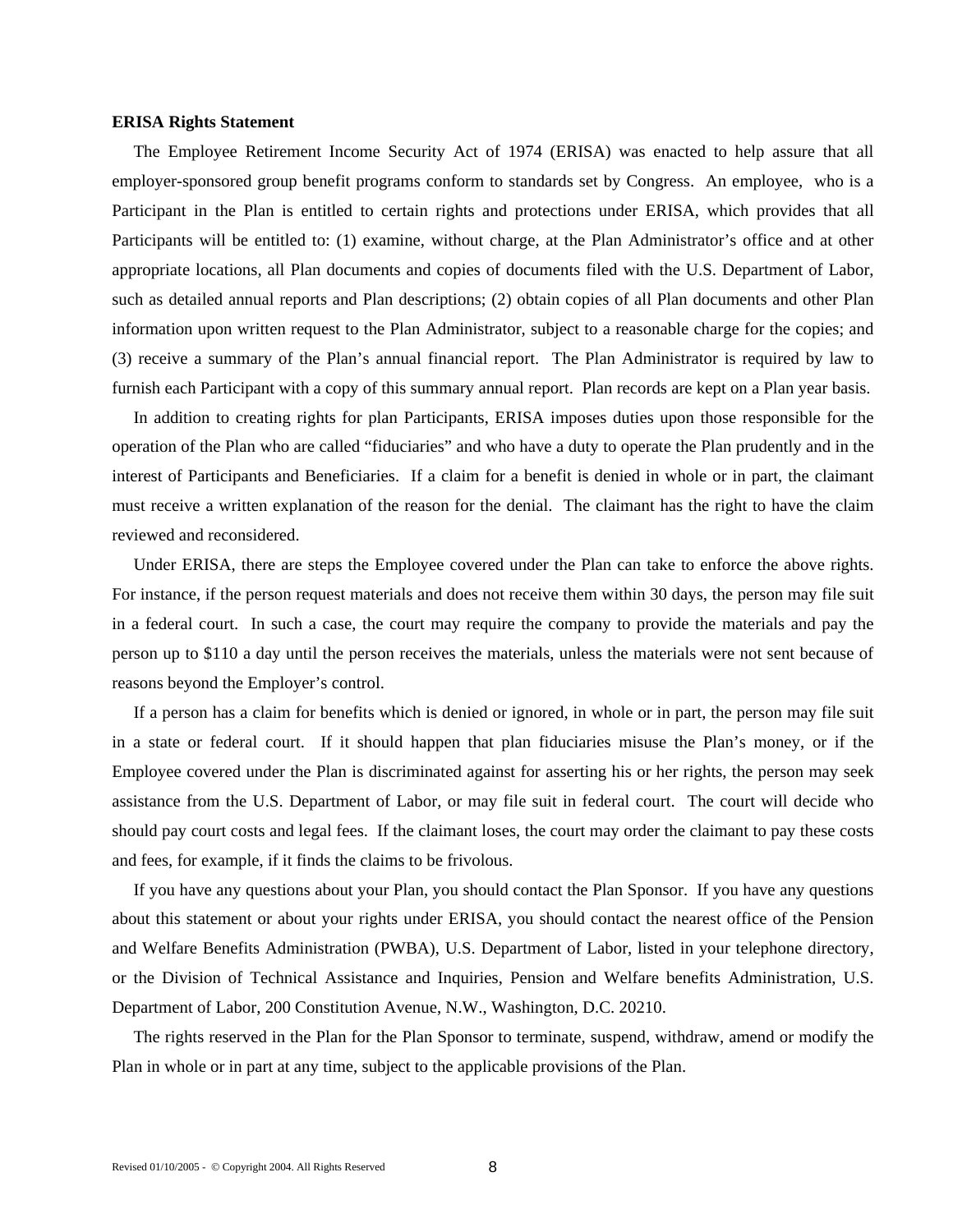**ERISA Rights Statement**

The Employee Retirement Income Security Act of 1974 (ERISA) was enacted to help assure that all employer-sponsored group benefit programs conform to standards set by Congress. An employee, who is a Participant in the Plan is entitled to certain rights and protections under ERISA, which provides that all Participants will be entitled to: (1) examine, without charge, at the Plan Administrator's office and at other appropriate locations, all Plan documents and copies of documents filed with the U.S. Department of Labor, such as detailed annual reports and Plan descriptions; (2) obtain copies of all Plan documents and other Plan information upon written request to the Plan Administrator, subject to a reasonable charge for the copies; and (3) receive a summary of the Plan's annual financial report. The Plan Administrator is required by law to furnish each Participant with a copy of this summary annual report. Plan records are kept on a Plan year basis.

In addition to creating rights for plan Participants, ERISA imposes duties upon those responsible for the operation of the Plan who are called "fiduciaries" and who have a duty to operate the Plan prudently and in the interest of Participants and Beneficiaries. If a claim for a benefit is denied in whole or in part, the claimant must receive a written explanation of the reason for the denial. The claimant has the right to have the claim reviewed and reconsidered.

Under ERISA, there are steps the Employee covered under the Plan can take to enforce the above rights. For instance, if the person request materials and does not receive them within 30 days, the person may file suit in a federal court. In such a case, the court may require the company to provide the materials and pay the person up to $110 a day until the person receives the materials, unless the materials were not sent because of reasons beyond the Employer's control.

If a person has a claim for benefits which is denied or ignored, in whole or in part, the person may file suit in a state or federal court. If it should happen that plan fiduciaries misuse the Plan's money, or if the Employee covered under the Plan is discriminated against for asserting his or her rights, the person may seek assistance from the U.S. Department of Labor, or may file suit in federal court. The court will decide who should pay court costs and legal fees. If the claimant loses, the court may order the claimant to pay these costs and fees, for example, if it finds the claims to be frivolous.

If you have any questions about your Plan, you should contact the Plan Sponsor. If you have any questions about this statement or about your rights under ERISA, you should contact the nearest office of the Pension and Welfare Benefits Administration (PWBA), U.S. Department of Labor, listed in your telephone directory, or the Division of Technical Assistance and Inquiries, Pension and Welfare benefits Administration, U.S. Department of Labor, 200 Constitution Avenue, N.W., Washington, D.C. 20210.

The rights reserved in the Plan for the Plan Sponsor to terminate, suspend, withdraw, amend or modify the Plan in whole or in part at any time, subject to the applicable provisions of the Plan.

Revised 01/10/2005 - © Copyright 2004. All Rights Reserved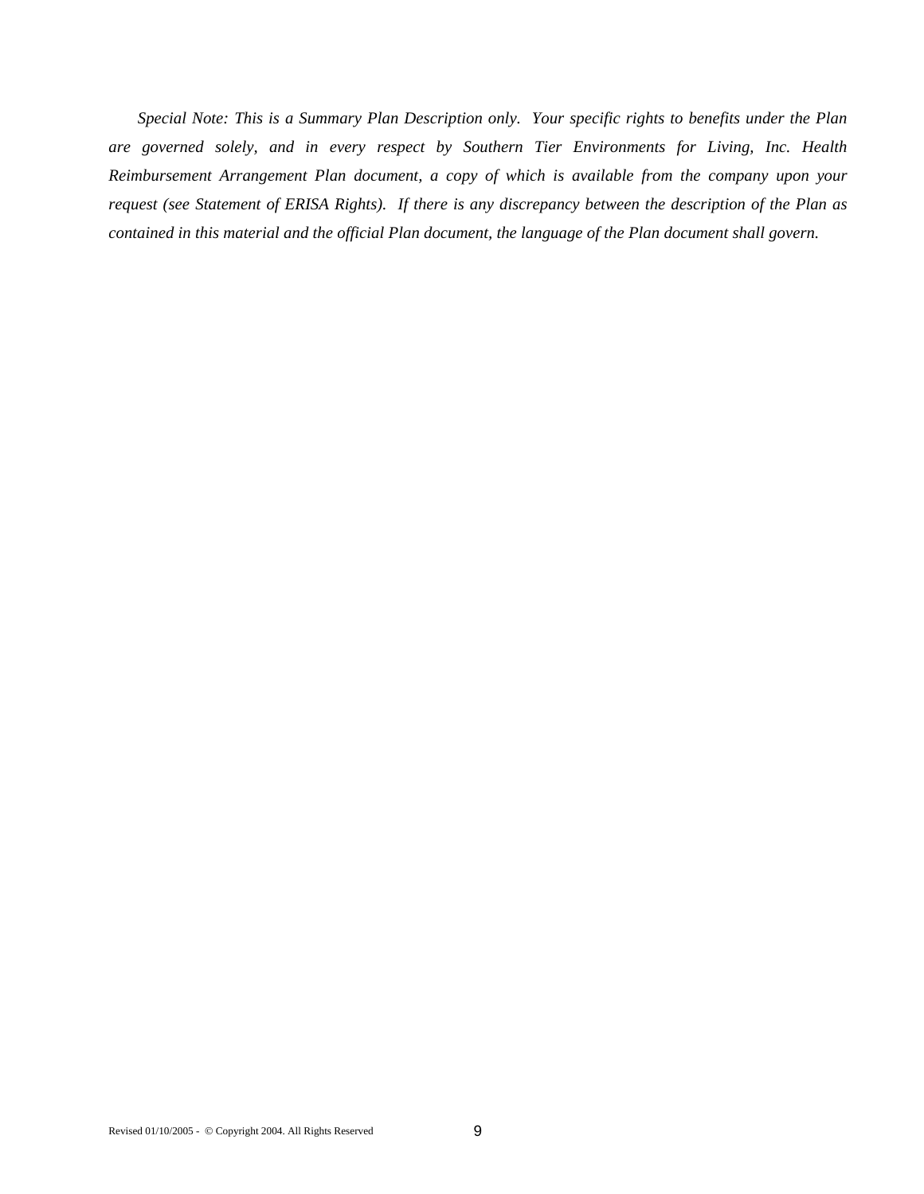*Special Note: This is a Summary Plan Description only. Your specific rights to benefits under the Plan are governed solely, and in every respect by Southern Tier Environments for Living, Inc. Health Reimbursement Arrangement Plan document, a copy of which is available from the company upon your request (see Statement of ERISA Rights). If there is any discrepancy between the description of the Plan as contained in this material and the official Plan document, the language of the Plan document shall govern.*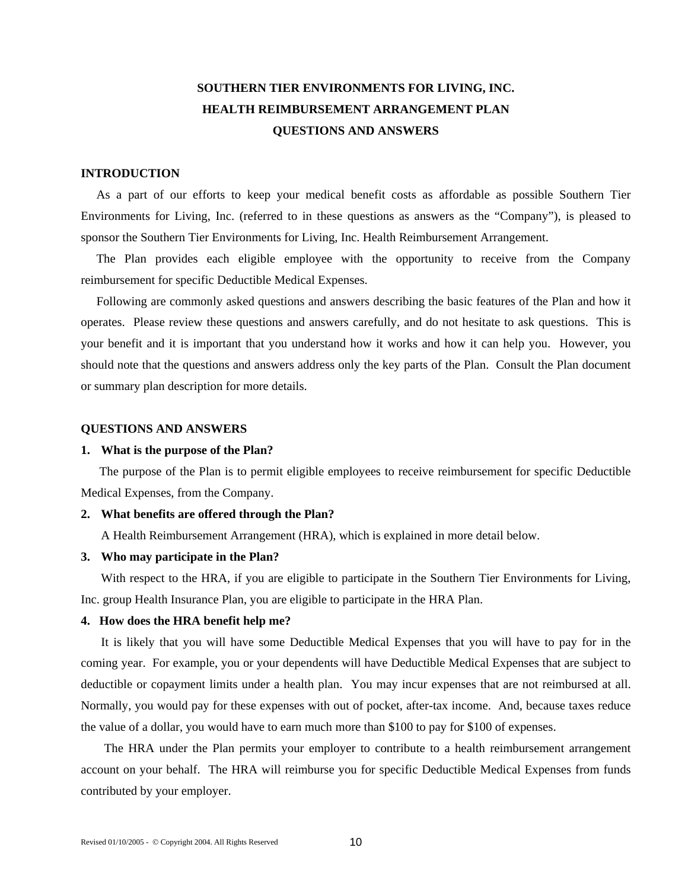# SOUTHERN TIER ENVIRONMENTS FOR LIVING, INC.
# HEALTH REIMBURSEMENT ARRANGEMENT PLAN
# QUESTIONS AND ANSWERS

## INTRODUCTION

As a part of our efforts to keep your medical benefit costs as affordable as possible Southern Tier Environments for Living, Inc. (referred to in these questions as answers as the "Company"), is pleased to sponsor the Southern Tier Environments for Living, Inc. Health Reimbursement Arrangement.

The Plan provides each eligible employee with the opportunity to receive from the Company reimbursement for specific Deductible Medical Expenses.

Following are commonly asked questions and answers describing the basic features of the Plan and how it operates. Please review these questions and answers carefully, and do not hesitate to ask questions. This is your benefit and it is important that you understand how it works and how it can help you. However, you should note that the questions and answers address only the key parts of the Plan. Consult the Plan document or summary plan description for more details.

## QUESTIONS AND ANSWERS

**1. What is the purpose of the Plan?**

The purpose of the Plan is to permit eligible employees to receive reimbursement for specific Deductible Medical Expenses, from the Company.

**2. What benefits are offered through the Plan?**

A Health Reimbursement Arrangement (HRA), which is explained in more detail below.

**3. Who may participate in the Plan?**

With respect to the HRA, if you are eligible to participate in the Southern Tier Environments for Living, Inc. group Health Insurance Plan, you are eligible to participate in the HRA Plan.

**4. How does the HRA benefit help me?**

It is likely that you will have some Deductible Medical Expenses that you will have to pay for in the coming year. For example, you or your dependents will have Deductible Medical Expenses that are subject to deductible or copayment limits under a health plan. You may incur expenses that are not reimbursed at all. Normally, you would pay for these expenses with out of pocket, after-tax income. And, because taxes reduce the value of a dollar, you would have to earn much more than $100 to pay for $100 of expenses.

The HRA under the Plan permits your employer to contribute to a health reimbursement arrangement account on your behalf. The HRA will reimburse you for specific Deductible Medical Expenses from funds contributed by your employer.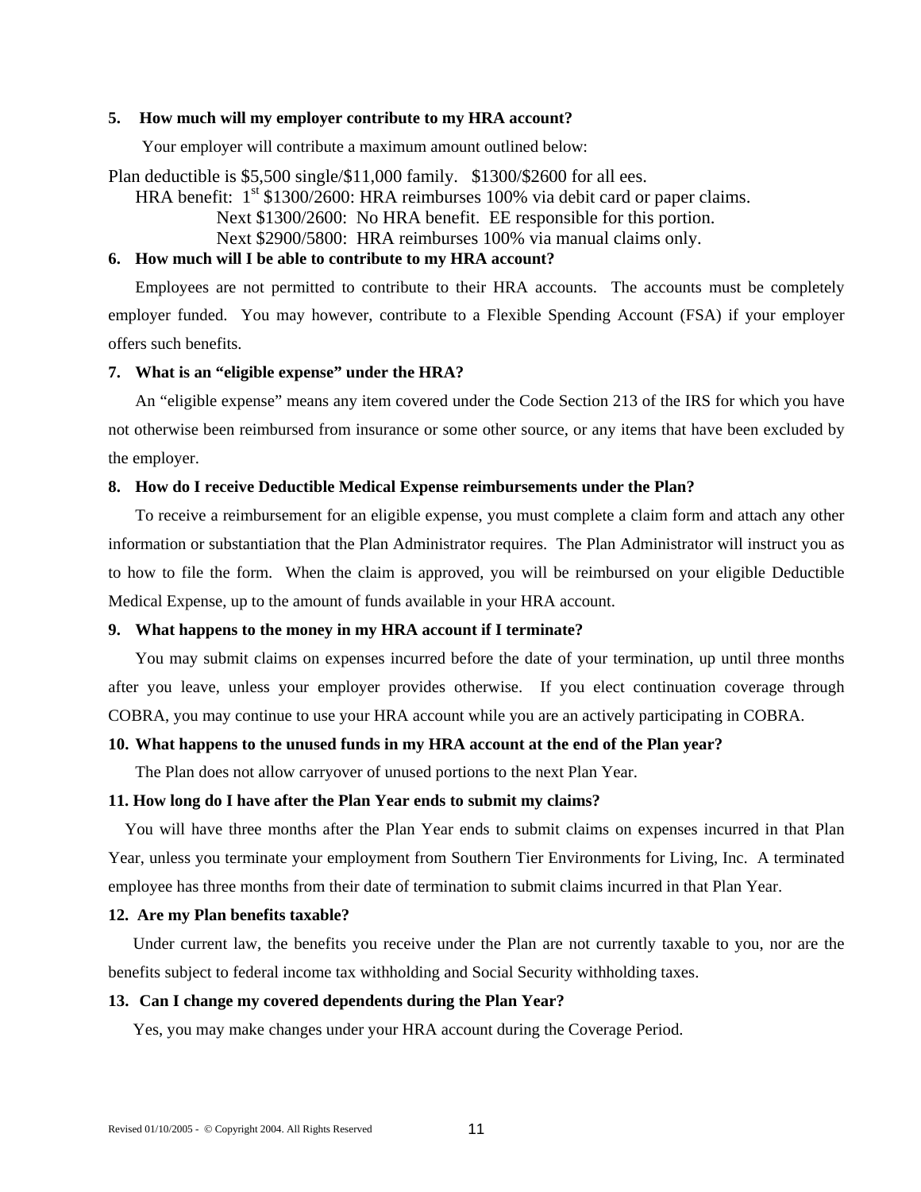**5. How much will my employer contribute to my HRA account?**

Your employer will contribute a maximum amount outlined below:

Plan deductible is $5,500 single/$11,000 family. $1300/$2600 for all ees.

HRA benefit: 1st $1300/2600: HRA reimburses 100% via debit card or paper claims.

Next $1300/2600: No HRA benefit. EE responsible for this portion.

Next $2900/5800: HRA reimburses 100% via manual claims only.

**6. How much will I be able to contribute to my HRA account?**

Employees are not permitted to contribute to their HRA accounts. The accounts must be completely employer funded. You may however, contribute to a Flexible Spending Account (FSA) if your employer offers such benefits.

**7. What is an "eligible expense" under the HRA?**

An "eligible expense" means any item covered under the Code Section 213 of the IRS for which you have not otherwise been reimbursed from insurance or some other source, or any items that have been excluded by the employer.

**8. How do I receive Deductible Medical Expense reimbursements under the Plan?**

To receive a reimbursement for an eligible expense, you must complete a claim form and attach any other information or substantiation that the Plan Administrator requires. The Plan Administrator will instruct you as to how to file the form. When the claim is approved, you will be reimbursed on your eligible Deductible Medical Expense, up to the amount of funds available in your HRA account.

**9. What happens to the money in my HRA account if I terminate?**

You may submit claims on expenses incurred before the date of your termination, up until three months after you leave, unless your employer provides otherwise. If you elect continuation coverage through COBRA, you may continue to use your HRA account while you are an actively participating in COBRA.

**10. What happens to the unused funds in my HRA account at the end of the Plan year?**

The Plan does not allow carryover of unused portions to the next Plan Year.

**11. How long do I have after the Plan Year ends to submit my claims?**

You will have three months after the Plan Year ends to submit claims on expenses incurred in that Plan Year, unless you terminate your employment from Southern Tier Environments for Living, Inc. A terminated employee has three months from their date of termination to submit claims incurred in that Plan Year.

**12. Are my Plan benefits taxable?**

Under current law, the benefits you receive under the Plan are not currently taxable to you, nor are the benefits subject to federal income tax withholding and Social Security withholding taxes.

**13. Can I change my covered dependents during the Plan Year?**

Yes, you may make changes under your HRA account during the Coverage Period.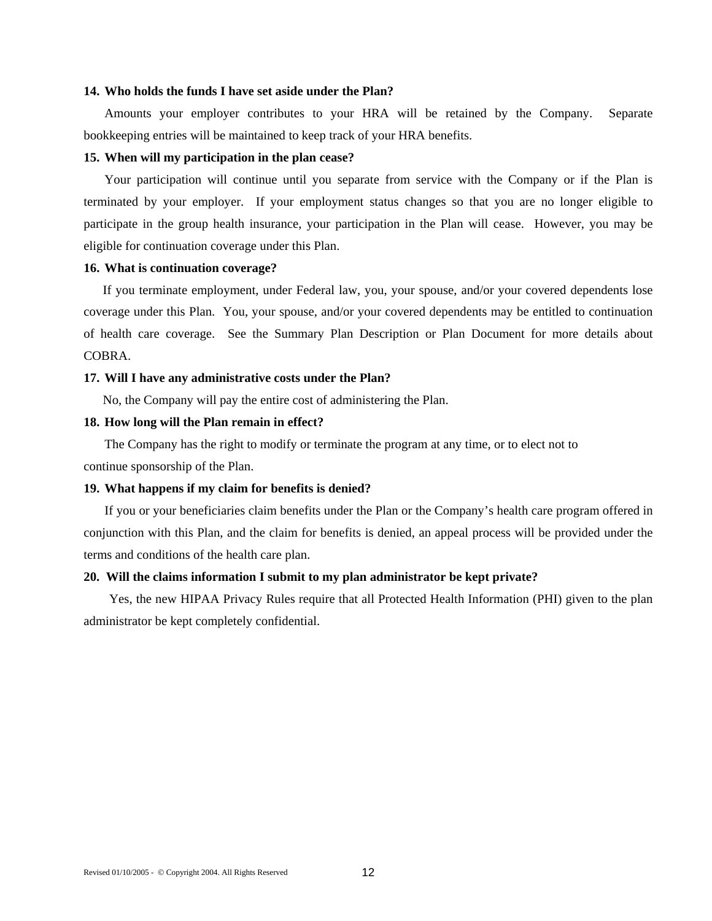**14. Who holds the funds I have set aside under the Plan?**

Amounts your employer contributes to your HRA will be retained by the Company. Separate bookkeeping entries will be maintained to keep track of your HRA benefits.

**15. When will my participation in the plan cease?**

Your participation will continue until you separate from service with the Company or if the Plan is terminated by your employer. If your employment status changes so that you are no longer eligible to participate in the group health insurance, your participation in the Plan will cease. However, you may be eligible for continuation coverage under this Plan.

**16. What is continuation coverage?**

If you terminate employment, under Federal law, you, your spouse, and/or your covered dependents lose coverage under this Plan. You, your spouse, and/or your covered dependents may be entitled to continuation of health care coverage. See the Summary Plan Description or Plan Document for more details about COBRA.

**17. Will I have any administrative costs under the Plan?**

No, the Company will pay the entire cost of administering the Plan.

**18. How long will the Plan remain in effect?**

The Company has the right to modify or terminate the program at any time, or to elect not to continue sponsorship of the Plan.

**19. What happens if my claim for benefits is denied?**

If you or your beneficiaries claim benefits under the Plan or the Company's health care program offered in conjunction with this Plan, and the claim for benefits is denied, an appeal process will be provided under the terms and conditions of the health care plan.

**20. Will the claims information I submit to my plan administrator be kept private?**

Yes, the new HIPAA Privacy Rules require that all Protected Health Information (PHI) given to the plan administrator be kept completely confidential.